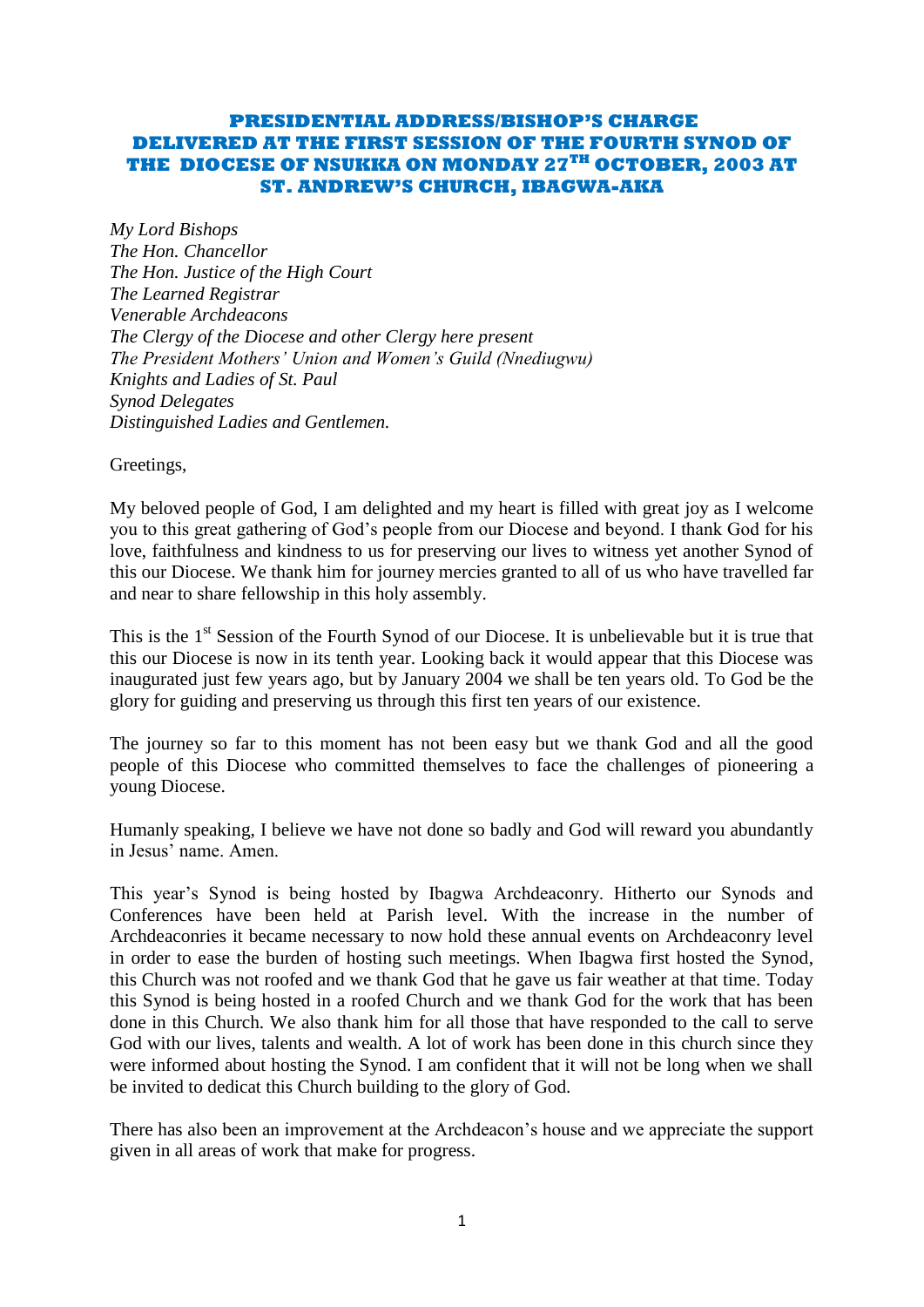**PRESIDENTIAL ADDRESS/BISHOP'S CHARGE DELIVERED AT THE FIRST SESSION OF THE FOURTH SYNOD OF THE DIOCESE OF NSUKKA ON MONDAY 27TH OCTOBER, 2003 AT ST. ANDREW'S CHURCH, IBAGWA-AKA**

*My Lord Bishops*
*The Hon. Chancellor*
*The Hon. Justice of the High Court*
*The Learned Registrar*
*Venerable Archdeacons*
*The Clergy of the Diocese and other Clergy here present*
*The President Mothers' Union and Women's Guild (Nnediugwu)*
*Knights and Ladies of St. Paul*
*Synod Delegates*
*Distinguished Ladies and Gentlemen.*

Greetings,

My beloved people of God, I am delighted and my heart is filled with great joy as I welcome you to this great gathering of God's people from our Diocese and beyond. I thank God for his love, faithfulness and kindness to us for preserving our lives to witness yet another Synod of this our Diocese. We thank him for journey mercies granted to all of us who have travelled far and near to share fellowship in this holy assembly.

This is the 1st Session of the Fourth Synod of our Diocese. It is unbelievable but it is true that this our Diocese is now in its tenth year. Looking back it would appear that this Diocese was inaugurated just few years ago, but by January 2004 we shall be ten years old. To God be the glory for guiding and preserving us through this first ten years of our existence.

The journey so far to this moment has not been easy but we thank God and all the good people of this Diocese who committed themselves to face the challenges of pioneering a young Diocese.

Humanly speaking, I believe we have not done so badly and God will reward you abundantly in Jesus' name. Amen.

This year's Synod is being hosted by Ibagwa Archdeaconry. Hitherto our Synods and Conferences have been held at Parish level. With the increase in the number of Archdeaconries it became necessary to now hold these annual events on Archdeaconry level in order to ease the burden of hosting such meetings. When Ibagwa first hosted the Synod, this Church was not roofed and we thank God that he gave us fair weather at that time. Today this Synod is being hosted in a roofed Church and we thank God for the work that has been done in this Church. We also thank him for all those that have responded to the call to serve God with our lives, talents and wealth. A lot of work has been done in this church since they were informed about hosting the Synod. I am confident that it will not be long when we shall be invited to dedicat this Church building to the glory of God.

There has also been an improvement at the Archdeacon's house and we appreciate the support given in all areas of work that make for progress.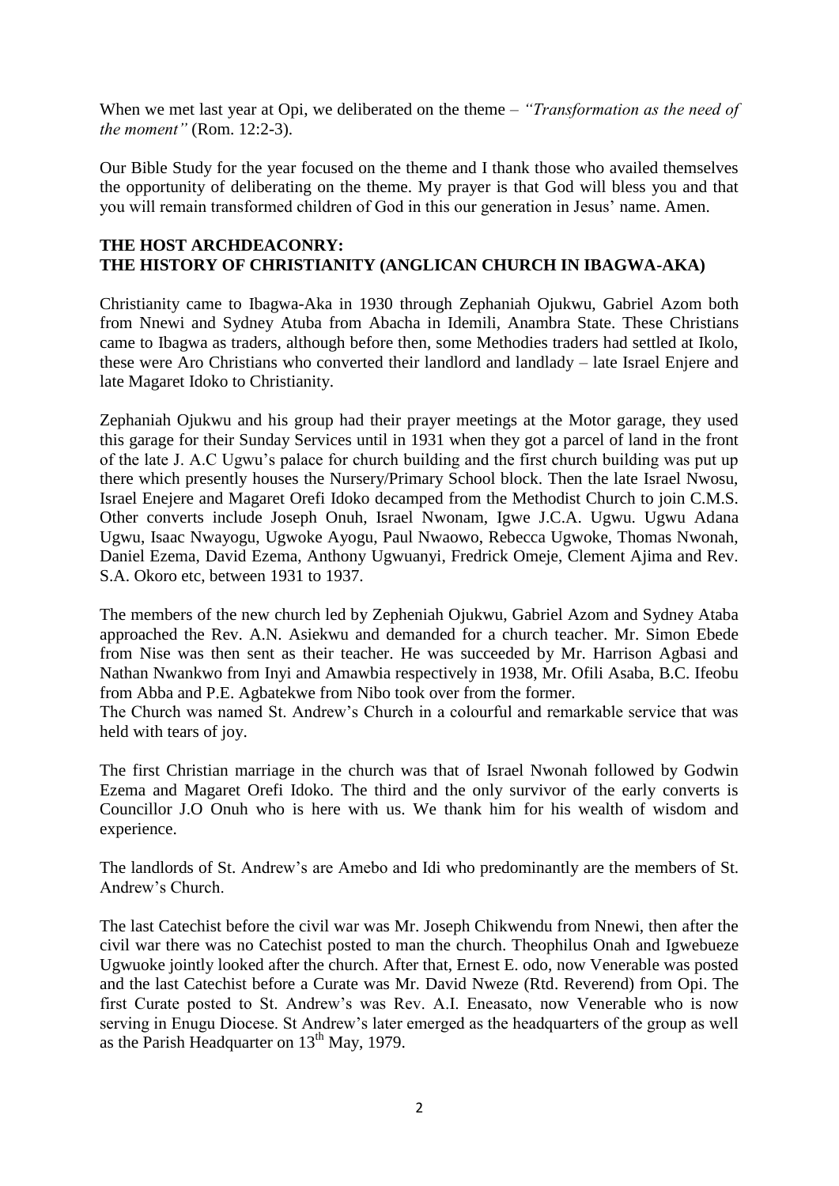When we met last year at Opi, we deliberated on the theme – *"Transformation as the need of the moment"* (Rom. 12:2-3).

Our Bible Study for the year focused on the theme and I thank those who availed themselves the opportunity of deliberating on the theme. My prayer is that God will bless you and that you will remain transformed children of God in this our generation in Jesus' name. Amen.

## THE HOST ARCHDEACONRY:
## THE HISTORY OF CHRISTIANITY (ANGLICAN CHURCH IN IBAGWA-AKA)

Christianity came to Ibagwa-Aka in 1930 through Zephaniah Ojukwu, Gabriel Azom both from Nnewi and Sydney Atuba from Abacha in Idemili, Anambra State. These Christians came to Ibagwa as traders, although before then, some Methodies traders had settled at Ikolo, these were Aro Christians who converted their landlord and landlady – late Israel Enjere and late Magaret Idoko to Christianity.

Zephaniah Ojukwu and his group had their prayer meetings at the Motor garage, they used this garage for their Sunday Services until in 1931 when they got a parcel of land in the front of the late J. A.C Ugwu's palace for church building and the first church building was put up there which presently houses the Nursery/Primary School block. Then the late Israel Nwosu, Israel Enejere and Magaret Orefi Idoko decamped from the Methodist Church to join C.M.S. Other converts include Joseph Onuh, Israel Nwonam, Igwe J.C.A. Ugwu. Ugwu Adana Ugwu, Isaac Nwayogu, Ugwoke Ayogu, Paul Nwaowo, Rebecca Ugwoke, Thomas Nwonah, Daniel Ezema, David Ezema, Anthony Ugwuanyi, Fredrick Omeje, Clement Ajima and Rev. S.A. Okoro etc, between 1931 to 1937.

The members of the new church led by Zepheniah Ojukwu, Gabriel Azom and Sydney Ataba approached the Rev. A.N. Asiekwu and demanded for a church teacher. Mr. Simon Ebede from Nise was then sent as their teacher. He was succeeded by Mr. Harrison Agbasi and Nathan Nwankwo from Inyi and Amawbia respectively in 1938, Mr. Ofili Asaba, B.C. Ifeobu from Abba and P.E. Agbatekwe from Nibo took over from the former.
The Church was named St. Andrew's Church in a colourful and remarkable service that was held with tears of joy.

The first Christian marriage in the church was that of Israel Nwonah followed by Godwin Ezema and Magaret Orefi Idoko. The third and the only survivor of the early converts is Councillor J.O Onuh who is here with us. We thank him for his wealth of wisdom and experience.

The landlords of St. Andrew's are Amebo and Idi who predominantly are the members of St. Andrew's Church.

The last Catechist before the civil war was Mr. Joseph Chikwendu from Nnewi, then after the civil war there was no Catechist posted to man the church. Theophilus Onah and Igwebueze Ugwuoke jointly looked after the church. After that, Ernest E. odo, now Venerable was posted and the last Catechist before a Curate was Mr. David Nweze (Rtd. Reverend) from Opi. The first Curate posted to St. Andrew's was Rev. A.I. Eneasato, now Venerable who is now serving in Enugu Diocese. St Andrew's later emerged as the headquarters of the group as well as the Parish Headquarter on 13th May, 1979.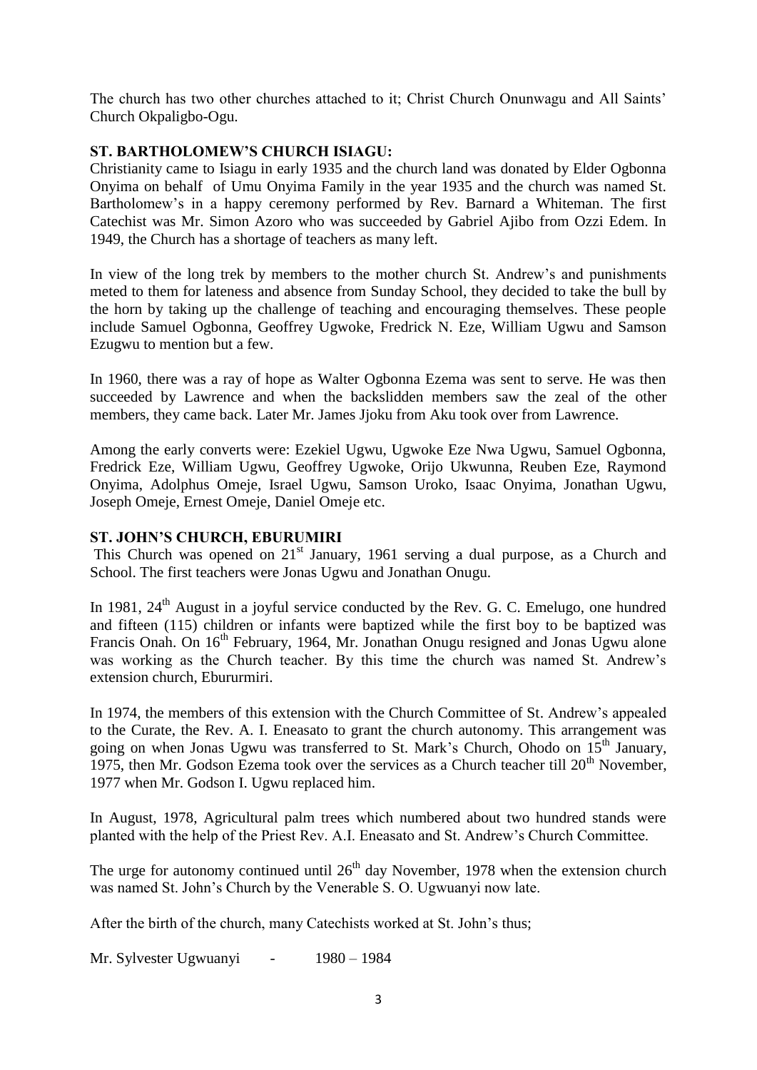The church has two other churches attached to it; Christ Church Onunwagu and All Saints' Church Okpaligbo-Ogu.

**ST. BARTHOLOMEW'S CHURCH ISIAGU:**

Christianity came to Isiagu in early 1935 and the church land was donated by Elder Ogbonna Onyima on behalf of Umu Onyima Family in the year 1935 and the church was named St. Bartholomew's in a happy ceremony performed by Rev. Barnard a Whiteman. The first Catechist was Mr. Simon Azoro who was succeeded by Gabriel Ajibo from Ozzi Edem. In 1949, the Church has a shortage of teachers as many left.

In view of the long trek by members to the mother church St. Andrew's and punishments meted to them for lateness and absence from Sunday School, they decided to take the bull by the horn by taking up the challenge of teaching and encouraging themselves. These people include Samuel Ogbonna, Geoffrey Ugwoke, Fredrick N. Eze, William Ugwu and Samson Ezugwu to mention but a few.

In 1960, there was a ray of hope as Walter Ogbonna Ezema was sent to serve. He was then succeeded by Lawrence and when the backslidden members saw the zeal of the other members, they came back. Later Mr. James Jjoku from Aku took over from Lawrence.

Among the early converts were: Ezekiel Ugwu, Ugwoke Eze Nwa Ugwu, Samuel Ogbonna, Fredrick Eze, William Ugwu, Geoffrey Ugwoke, Orijo Ukwunna, Reuben Eze, Raymond Onyima, Adolphus Omeje, Israel Ugwu, Samson Uroko, Isaac Onyima, Jonathan Ugwu, Joseph Omeje, Ernest Omeje, Daniel Omeje etc.

**ST. JOHN'S CHURCH, EBURUMIRI**

This Church was opened on 21st January, 1961 serving a dual purpose, as a Church and School. The first teachers were Jonas Ugwu and Jonathan Onugu.

In 1981, 24th August in a joyful service conducted by the Rev. G. C. Emelugo, one hundred and fifteen (115) children or infants were baptized while the first boy to be baptized was Francis Onah. On 16th February, 1964, Mr. Jonathan Onugu resigned and Jonas Ugwu alone was working as the Church teacher. By this time the church was named St. Andrew's extension church, Eburumiri.

In 1974, the members of this extension with the Church Committee of St. Andrew's appealed to the Curate, the Rev. A. I. Eneasato to grant the church autonomy. This arrangement was going on when Jonas Ugwu was transferred to St. Mark's Church, Ohodo on 15th January, 1975, then Mr. Godson Ezema took over the services as a Church teacher till 20th November, 1977 when Mr. Godson I. Ugwu replaced him.

In August, 1978, Agricultural palm trees which numbered about two hundred stands were planted with the help of the Priest Rev. A.I. Eneasato and St. Andrew's Church Committee.

The urge for autonomy continued until 26th day November, 1978 when the extension church was named St. John's Church by the Venerable S. O. Ugwuanyi now late.

After the birth of the church, many Catechists worked at St. John's thus;

Mr. Sylvester Ugwuanyi - 1980 – 1984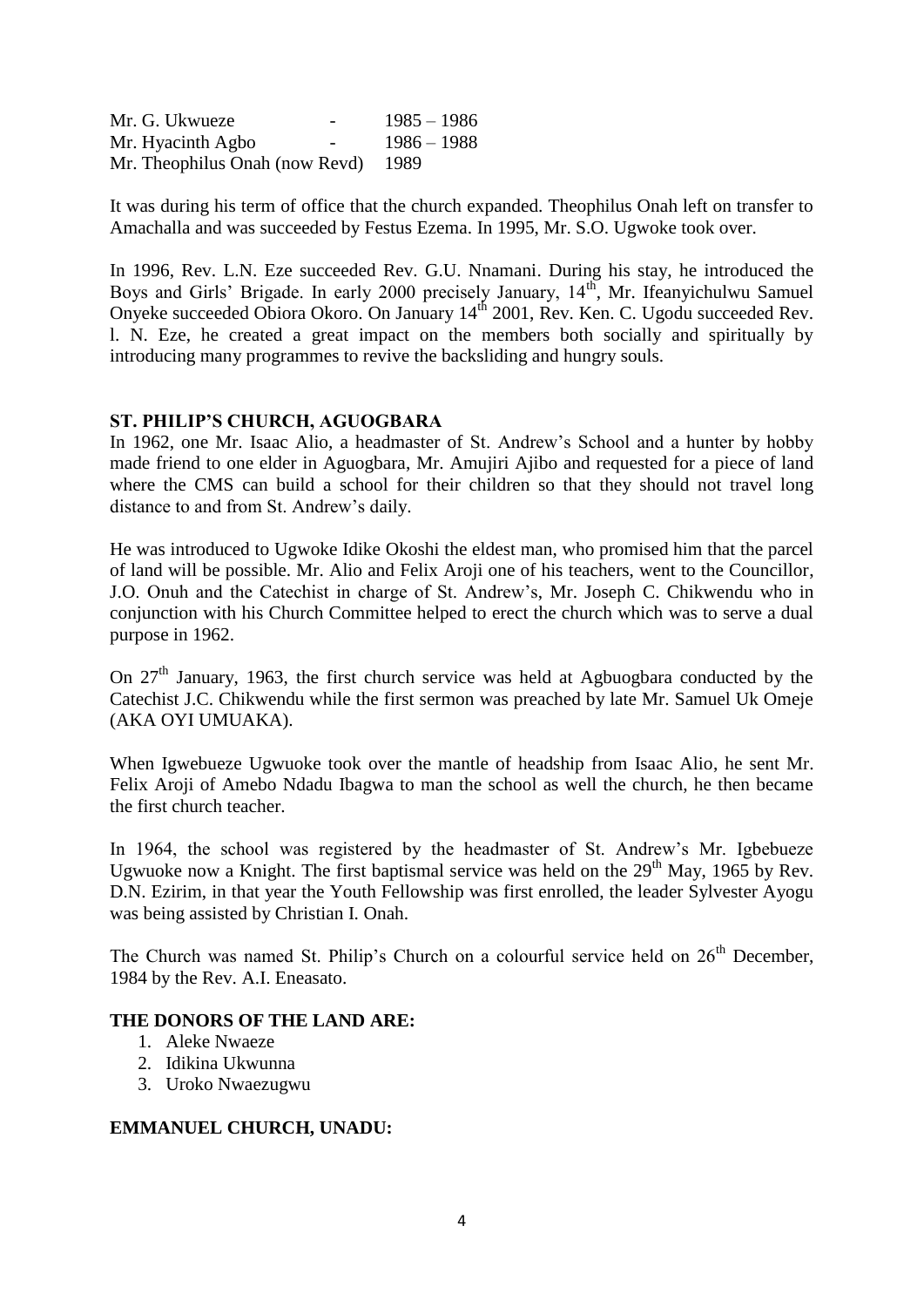| | | |
|---|---|---|
| Mr. G. Ukwueze | - | 1985 – 1986 |
| Mr. Hyacinth Agbo | - | 1986 – 1988 |
| Mr. Theophilus Onah (now Revd) | | 1989 |

It was during his term of office that the church expanded. Theophilus Onah left on transfer to Amachalla and was succeeded by Festus Ezema. In 1995, Mr. S.O. Ugwoke took over.

In 1996, Rev. L.N. Eze succeeded Rev. G.U. Nnamani. During his stay, he introduced the Boys and Girls' Brigade. In early 2000 precisely January, 14th, Mr. Ifeanyichulwu Samuel Onyeke succeeded Obiora Okoro. On January 14th 2001, Rev. Ken. C. Ugodu succeeded Rev. l. N. Eze, he created a great impact on the members both socially and spiritually by introducing many programmes to revive the backsliding and hungry souls.

**ST. PHILIP'S CHURCH, AGUOGBARA**

In 1962, one Mr. Isaac Alio, a headmaster of St. Andrew's School and a hunter by hobby made friend to one elder in Aguogbara, Mr. Amujiri Ajibo and requested for a piece of land where the CMS can build a school for their children so that they should not travel long distance to and from St. Andrew's daily.

He was introduced to Ugwoke Idike Okoshi the eldest man, who promised him that the parcel of land will be possible. Mr. Alio and Felix Aroji one of his teachers, went to the Councillor, J.O. Onuh and the Catechist in charge of St. Andrew's, Mr. Joseph C. Chikwendu who in conjunction with his Church Committee helped to erect the church which was to serve a dual purpose in 1962.

On 27th January, 1963, the first church service was held at Agbuogbara conducted by the Catechist J.C. Chikwendu while the first sermon was preached by late Mr. Samuel Uk Omeje (AKA OYI UMUAKA).

When Igwebueze Ugwuoke took over the mantle of headship from Isaac Alio, he sent Mr. Felix Aroji of Amebo Ndadu Ibagwa to man the school as well the church, he then became the first church teacher.

In 1964, the school was registered by the headmaster of St. Andrew's Mr. Igbebueze Ugwuoke now a Knight. The first baptismal service was held on the 29th May, 1965 by Rev. D.N. Ezirim, in that year the Youth Fellowship was first enrolled, the leader Sylvester Ayogu was being assisted by Christian I. Onah.

The Church was named St. Philip's Church on a colourful service held on 26th December, 1984 by the Rev. A.I. Eneasato.

**THE DONORS OF THE LAND ARE:**

1. Aleke Nwaeze
2. Idikina Ukwunna
3. Uroko Nwaezugwu

**EMMANUEL CHURCH, UNADU:**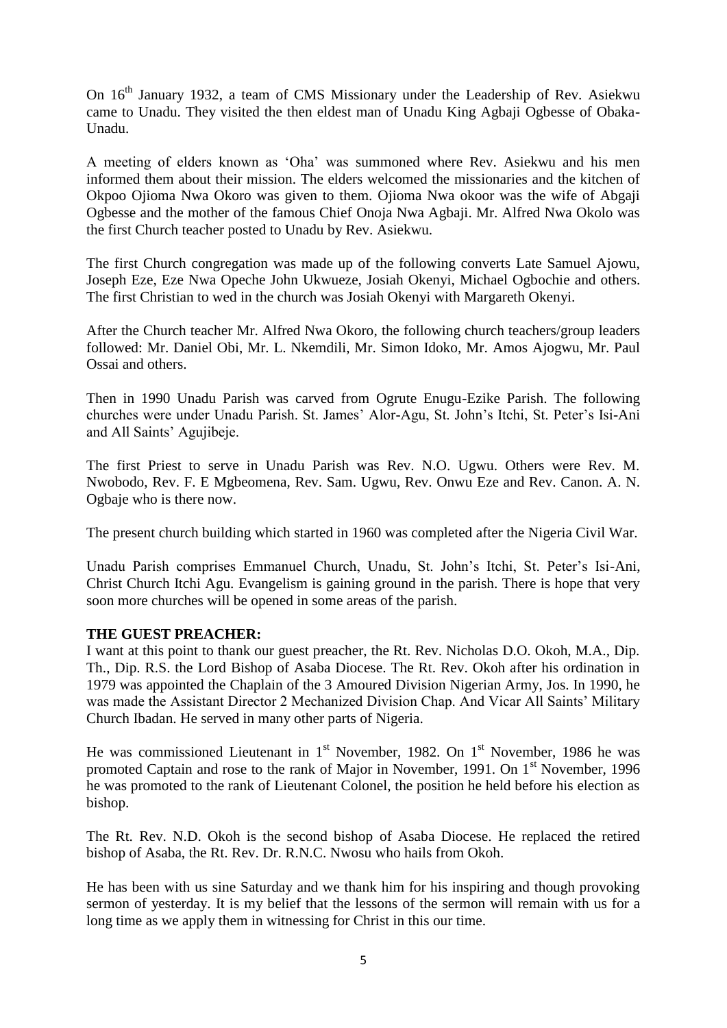On 16th January 1932, a team of CMS Missionary under the Leadership of Rev. Asiekwu came to Unadu. They visited the then eldest man of Unadu King Agbaji Ogbesse of Obaka-Unadu.

A meeting of elders known as 'Oha' was summoned where Rev. Asiekwu and his men informed them about their mission. The elders welcomed the missionaries and the kitchen of Okpoo Ojioma Nwa Okoro was given to them. Ojioma Nwa okoor was the wife of Abgaji Ogbesse and the mother of the famous Chief Onoja Nwa Agbaji. Mr. Alfred Nwa Okolo was the first Church teacher posted to Unadu by Rev. Asiekwu.

The first Church congregation was made up of the following converts Late Samuel Ajowu, Joseph Eze, Eze Nwa Opeche John Ukwueze, Josiah Okenyi, Michael Ogbochie and others. The first Christian to wed in the church was Josiah Okenyi with Margareth Okenyi.

After the Church teacher Mr. Alfred Nwa Okoro, the following church teachers/group leaders followed: Mr. Daniel Obi, Mr. L. Nkemdili, Mr. Simon Idoko, Mr. Amos Ajogwu, Mr. Paul Ossai and others.

Then in 1990 Unadu Parish was carved from Ogrute Enugu-Ezike Parish. The following churches were under Unadu Parish. St. James' Alor-Agu, St. John's Itchi, St. Peter's Isi-Ani and All Saints' Agujibeje.

The first Priest to serve in Unadu Parish was Rev. N.O. Ugwu. Others were Rev. M. Nwobodo, Rev. F. E Mgbeomena, Rev. Sam. Ugwu, Rev. Onwu Eze and Rev. Canon. A. N. Ogbaje who is there now.

The present church building which started in 1960 was completed after the Nigeria Civil War.

Unadu Parish comprises Emmanuel Church, Unadu, St. John's Itchi, St. Peter's Isi-Ani, Christ Church Itchi Agu. Evangelism is gaining ground in the parish. There is hope that very soon more churches will be opened in some areas of the parish.

**THE GUEST PREACHER:**

I want at this point to thank our guest preacher, the Rt. Rev. Nicholas D.O. Okoh, M.A., Dip. Th., Dip. R.S. the Lord Bishop of Asaba Diocese. The Rt. Rev. Okoh after his ordination in 1979 was appointed the Chaplain of the 3 Amoured Division Nigerian Army, Jos. In 1990, he was made the Assistant Director 2 Mechanized Division Chap. And Vicar All Saints' Military Church Ibadan. He served in many other parts of Nigeria.

He was commissioned Lieutenant in 1st November, 1982. On 1st November, 1986 he was promoted Captain and rose to the rank of Major in November, 1991. On 1st November, 1996 he was promoted to the rank of Lieutenant Colonel, the position he held before his election as bishop.

The Rt. Rev. N.D. Okoh is the second bishop of Asaba Diocese. He replaced the retired bishop of Asaba, the Rt. Rev. Dr. R.N.C. Nwosu who hails from Okoh.

He has been with us sine Saturday and we thank him for his inspiring and though provoking sermon of yesterday. It is my belief that the lessons of the sermon will remain with us for a long time as we apply them in witnessing for Christ in this our time.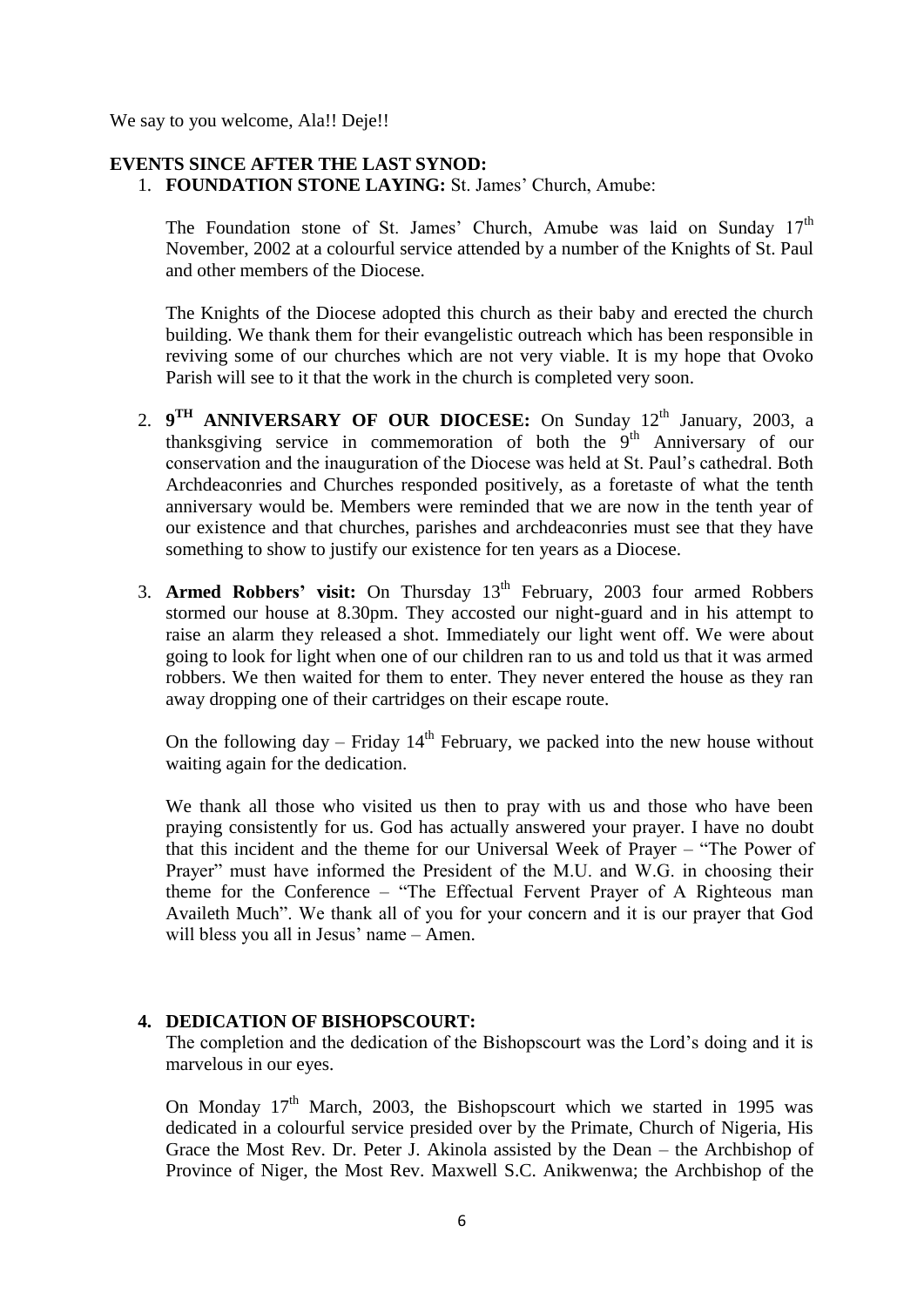We say to you welcome, Ala!! Deje!!

**EVENTS SINCE AFTER THE LAST SYNOD:**

1. **FOUNDATION STONE LAYING:** St. James' Church, Amube:

   The Foundation stone of St. James' Church, Amube was laid on Sunday 17th November, 2002 at a colourful service attended by a number of the Knights of St. Paul and other members of the Diocese.

   The Knights of the Diocese adopted this church as their baby and erected the church building. We thank them for their evangelistic outreach which has been responsible in reviving some of our churches which are not very viable. It is my hope that Ovoko Parish will see to it that the work in the church is completed very soon.

2. **9TH ANNIVERSARY OF OUR DIOCESE:** On Sunday 12th January, 2003, a thanksgiving service in commemoration of both the 9th Anniversary of our conservation and the inauguration of the Diocese was held at St. Paul's cathedral. Both Archdeaconries and Churches responded positively, as a foretaste of what the tenth anniversary would be. Members were reminded that we are now in the tenth year of our existence and that churches, parishes and archdeaconries must see that they have something to show to justify our existence for ten years as a Diocese.

3. **Armed Robbers' visit:** On Thursday 13th February, 2003 four armed Robbers stormed our house at 8.30pm. They accosted our night-guard and in his attempt to raise an alarm they released a shot. Immediately our light went off. We were about going to look for light when one of our children ran to us and told us that it was armed robbers. We then waited for them to enter. They never entered the house as they ran away dropping one of their cartridges on their escape route.

   On the following day – Friday 14th February, we packed into the new house without waiting again for the dedication.

   We thank all those who visited us then to pray with us and those who have been praying consistently for us. God has actually answered your prayer. I have no doubt that this incident and the theme for our Universal Week of Prayer – "The Power of Prayer" must have informed the President of the M.U. and W.G. in choosing their theme for the Conference – "The Effectual Fervent Prayer of A Righteous man Availeth Much". We thank all of you for your concern and it is our prayer that God will bless you all in Jesus' name – Amen.

4. **DEDICATION OF BISHOPSCOURT:**

   The completion and the dedication of the Bishopscourt was the Lord's doing and it is marvelous in our eyes.

   On Monday 17th March, 2003, the Bishopscourt which we started in 1995 was dedicated in a colourful service presided over by the Primate, Church of Nigeria, His Grace the Most Rev. Dr. Peter J. Akinola assisted by the Dean – the Archbishop of Province of Niger, the Most Rev. Maxwell S.C. Anikwenwa; the Archbishop of the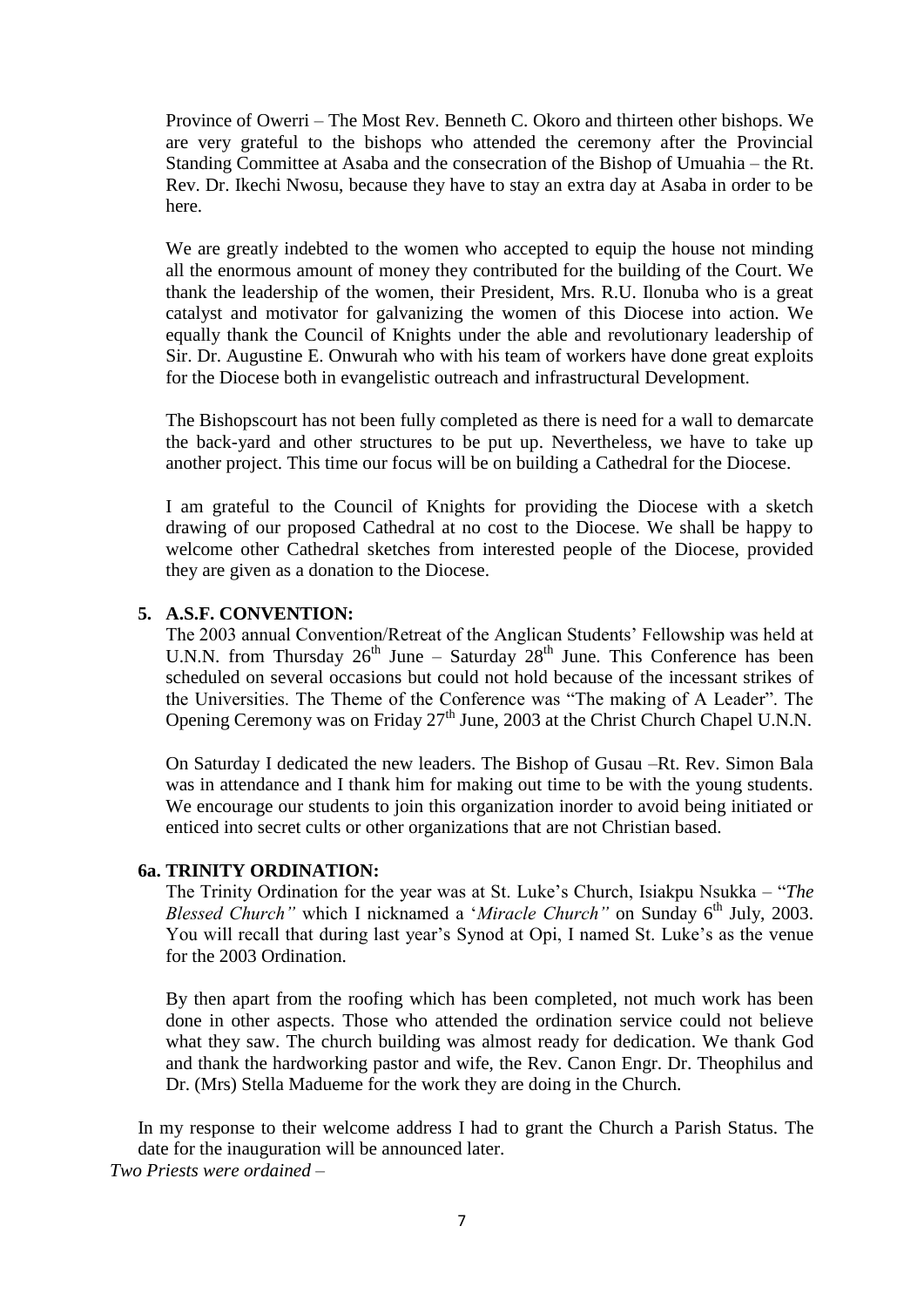Province of Owerri – The Most Rev. Benneth C. Okoro and thirteen other bishops. We are very grateful to the bishops who attended the ceremony after the Provincial Standing Committee at Asaba and the consecration of the Bishop of Umuahia – the Rt. Rev. Dr. Ikechi Nwosu, because they have to stay an extra day at Asaba in order to be here.

We are greatly indebted to the women who accepted to equip the house not minding all the enormous amount of money they contributed for the building of the Court. We thank the leadership of the women, their President, Mrs. R.U. Ilonuba who is a great catalyst and motivator for galvanizing the women of this Diocese into action. We equally thank the Council of Knights under the able and revolutionary leadership of Sir. Dr. Augustine E. Onwurah who with his team of workers have done great exploits for the Diocese both in evangelistic outreach and infrastructural Development.

The Bishopscourt has not been fully completed as there is need for a wall to demarcate the back-yard and other structures to be put up. Nevertheless, we have to take up another project. This time our focus will be on building a Cathedral for the Diocese.

I am grateful to the Council of Knights for providing the Diocese with a sketch drawing of our proposed Cathedral at no cost to the Diocese. We shall be happy to welcome other Cathedral sketches from interested people of the Diocese, provided they are given as a donation to the Diocese.

**5. A.S.F. CONVENTION:**

The 2003 annual Convention/Retreat of the Anglican Students' Fellowship was held at U.N.N. from Thursday 26th June – Saturday 28th June. This Conference has been scheduled on several occasions but could not hold because of the incessant strikes of the Universities. The Theme of the Conference was "The making of A Leader". The Opening Ceremony was on Friday 27th June, 2003 at the Christ Church Chapel U.N.N.

On Saturday I dedicated the new leaders. The Bishop of Gusau –Rt. Rev. Simon Bala was in attendance and I thank him for making out time to be with the young students. We encourage our students to join this organization inorder to avoid being initiated or enticed into secret cults or other organizations that are not Christian based.

**6a. TRINITY ORDINATION:**

The Trinity Ordination for the year was at St. Luke's Church, Isiakpu Nsukka – "*The Blessed Church"* which I nicknamed a '*Miracle Church"* on Sunday 6th July, 2003. You will recall that during last year's Synod at Opi, I named St. Luke's as the venue for the 2003 Ordination.

By then apart from the roofing which has been completed, not much work has been done in other aspects. Those who attended the ordination service could not believe what they saw. The church building was almost ready for dedication. We thank God and thank the hardworking pastor and wife, the Rev. Canon Engr. Dr. Theophilus and Dr. (Mrs) Stella Madueme for the work they are doing in the Church.

In my response to their welcome address I had to grant the Church a Parish Status. The date for the inauguration will be announced later.

*Two Priests were ordained –*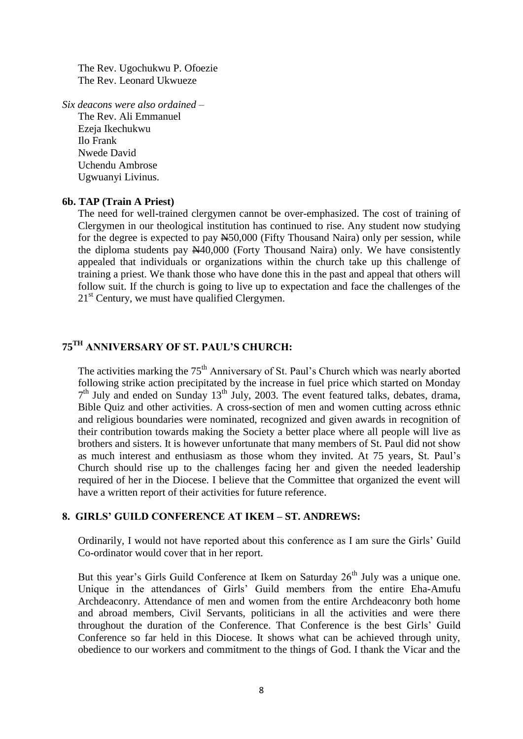The Rev. Ugochukwu P. Ofoezie  
The Rev. Leonard Ukwueze

*Six deacons were also ordained* –

The Rev. Ali Emmanuel  
Ezeja Ikechukwu  
Ilo Frank  
Nwede David  
Uchendu Ambrose  
Ugwuanyi Livinus.

### 6b. TAP (Train A Priest)

The need for well-trained clergymen cannot be over-emphasized. The cost of training of Clergymen in our theological institution has continued to rise. Any student now studying for the degree is expected to pay ₦50,000 (Fifty Thousand Naira) only per session, while the diploma students pay ₦40,000 (Forty Thousand Naira) only. We have consistently appealed that individuals or organizations within the church take up this challenge of training a priest. We thank those who have done this in the past and appeal that others will follow suit. If the church is going to live up to expectation and face the challenges of the 21st Century, we must have qualified Clergymen.

## 75TH ANNIVERSARY OF ST. PAUL'S CHURCH:

The activities marking the 75th Anniversary of St. Paul's Church which was nearly aborted following strike action precipitated by the increase in fuel price which started on Monday 7th July and ended on Sunday 13th July, 2003. The event featured talks, debates, drama, Bible Quiz and other activities. A cross-section of men and women cutting across ethnic and religious boundaries were nominated, recognized and given awards in recognition of their contribution towards making the Society a better place where all people will live as brothers and sisters. It is however unfortunate that many members of St. Paul did not show as much interest and enthusiasm as those whom they invited. At 75 years, St. Paul's Church should rise up to the challenges facing her and given the needed leadership required of her in the Diocese. I believe that the Committee that organized the event will have a written report of their activities for future reference.

## 8. GIRLS' GUILD CONFERENCE AT IKEM – ST. ANDREWS:

Ordinarily, I would not have reported about this conference as I am sure the Girls' Guild Co-ordinator would cover that in her report.

But this year's Girls Guild Conference at Ikem on Saturday 26th July was a unique one. Unique in the attendances of Girls' Guild members from the entire Eha-Amufu Archdeaconry. Attendance of men and women from the entire Archdeaconry both home and abroad members, Civil Servants, politicians in all the activities and were there throughout the duration of the Conference. That Conference is the best Girls' Guild Conference so far held in this Diocese. It shows what can be achieved through unity, obedience to our workers and commitment to the things of God. I thank the Vicar and the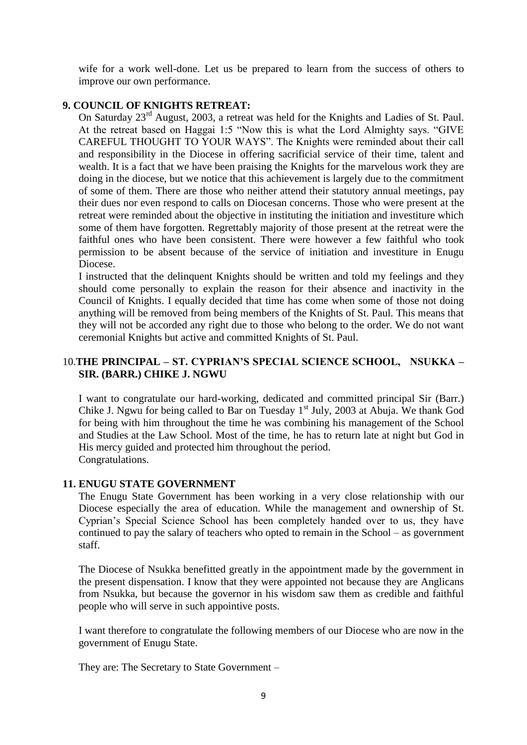wife for a work well-done. Let us be prepared to learn from the success of others to improve our own performance.

## 9. COUNCIL OF KNIGHTS RETREAT:

On Saturday 23rd August, 2003, a retreat was held for the Knights and Ladies of St. Paul. At the retreat based on Haggai 1:5 "Now this is what the Lord Almighty says. "GIVE CAREFUL THOUGHT TO YOUR WAYS". The Knights were reminded about their call and responsibility in the Diocese in offering sacrificial service of their time, talent and wealth. It is a fact that we have been praising the Knights for the marvelous work they are doing in the diocese, but we notice that this achievement is largely due to the commitment of some of them. There are those who neither attend their statutory annual meetings, pay their dues nor even respond to calls on Diocesan concerns. Those who were present at the retreat were reminded about the objective in instituting the initiation and investiture which some of them have forgotten. Regrettably majority of those present at the retreat were the faithful ones who have been consistent. There were however a few faithful who took permission to be absent because of the service of initiation and investiture in Enugu Diocese.

I instructed that the delinquent Knights should be written and told my feelings and they should come personally to explain the reason for their absence and inactivity in the Council of Knights. I equally decided that time has come when some of those not doing anything will be removed from being members of the Knights of St. Paul. This means that they will not be accorded any right due to those who belong to the order. We do not want ceremonial Knights but active and committed Knights of St. Paul.

## 10. THE PRINCIPAL – ST. CYPRIAN'S SPECIAL SCIENCE SCHOOL, NSUKKA – SIR. (BARR.) CHIKE J. NGWU

I want to congratulate our hard-working, dedicated and committed principal Sir (Barr.) Chike J. Ngwu for being called to Bar on Tuesday 1st July, 2003 at Abuja. We thank God for being with him throughout the time he was combining his management of the School and Studies at the Law School. Most of the time, he has to return late at night but God in His mercy guided and protected him throughout the period.
Congratulations.

## 11. ENUGU STATE GOVERNMENT

The Enugu State Government has been working in a very close relationship with our Diocese especially the area of education. While the management and ownership of St. Cyprian's Special Science School has been completely handed over to us, they have continued to pay the salary of teachers who opted to remain in the School – as government staff.

The Diocese of Nsukka benefitted greatly in the appointment made by the government in the present dispensation. I know that they were appointed not because they are Anglicans from Nsukka, but because the governor in his wisdom saw them as credible and faithful people who will serve in such appointive posts.

I want therefore to congratulate the following members of our Diocese who are now in the government of Enugu State.

They are: The Secretary to State Government –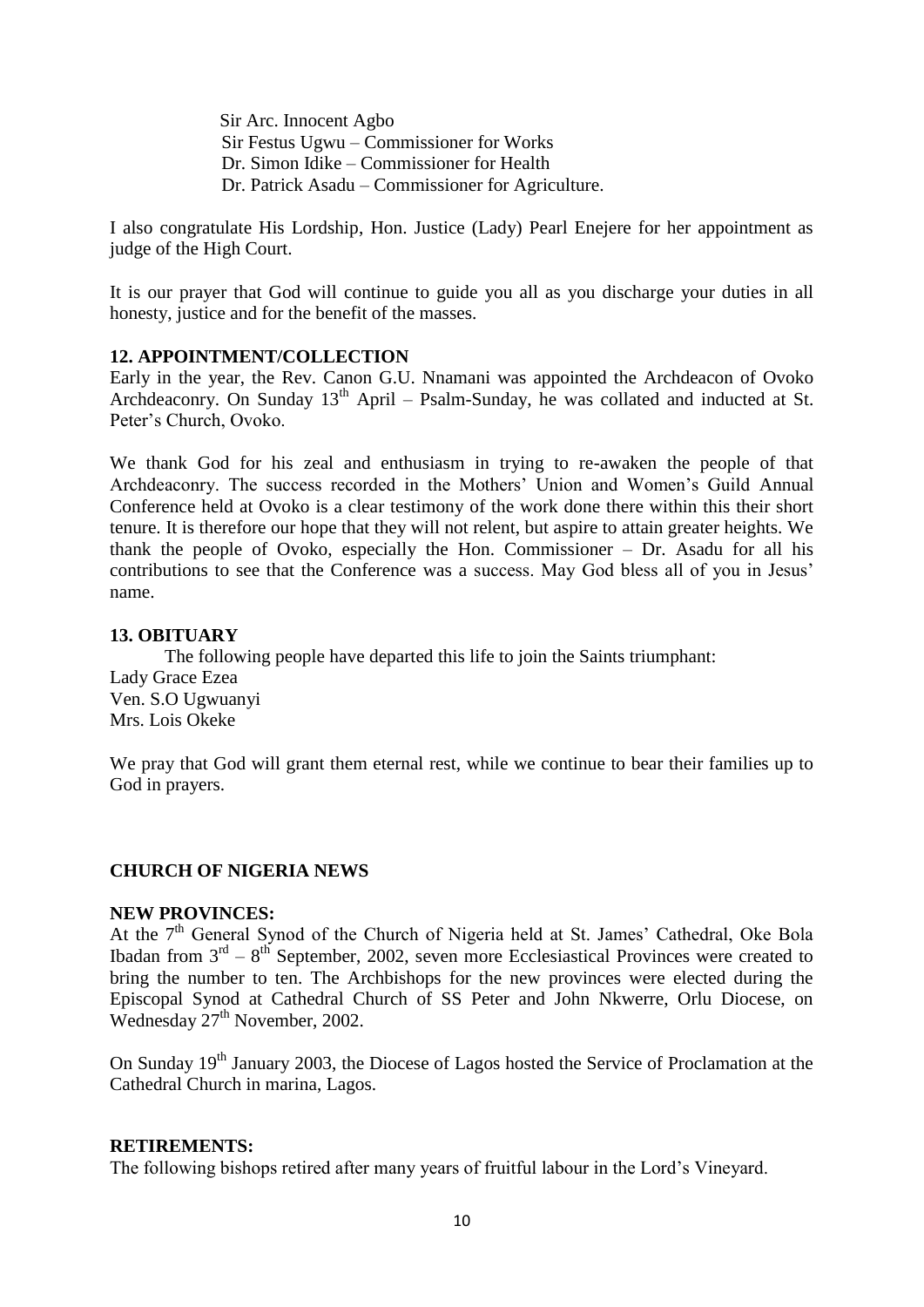Sir Arc. Innocent Agbo
Sir Festus Ugwu – Commissioner for Works
Dr. Simon Idike – Commissioner for Health
Dr. Patrick Asadu – Commissioner for Agriculture.

I also congratulate His Lordship, Hon. Justice (Lady) Pearl Enejere for her appointment as judge of the High Court.

It is our prayer that God will continue to guide you all as you discharge your duties in all honesty, justice and for the benefit of the masses.

**12. APPOINTMENT/COLLECTION**

Early in the year, the Rev. Canon G.U. Nnamani was appointed the Archdeacon of Ovoko Archdeaconry. On Sunday 13th April – Psalm-Sunday, he was collated and inducted at St. Peter's Church, Ovoko.

We thank God for his zeal and enthusiasm in trying to re-awaken the people of that Archdeaconry. The success recorded in the Mothers' Union and Women's Guild Annual Conference held at Ovoko is a clear testimony of the work done there within this their short tenure. It is therefore our hope that they will not relent, but aspire to attain greater heights. We thank the people of Ovoko, especially the Hon. Commissioner – Dr. Asadu for all his contributions to see that the Conference was a success. May God bless all of you in Jesus' name.

**13. OBITUARY**

The following people have departed this life to join the Saints triumphant:

Lady Grace Ezea
Ven. S.O Ugwuanyi
Mrs. Lois Okeke

We pray that God will grant them eternal rest, while we continue to bear their families up to God in prayers.

**CHURCH OF NIGERIA NEWS**

**NEW PROVINCES:**

At the 7th General Synod of the Church of Nigeria held at St. James' Cathedral, Oke Bola Ibadan from 3rd – 8th September, 2002, seven more Ecclesiastical Provinces were created to bring the number to ten. The Archbishops for the new provinces were elected during the Episcopal Synod at Cathedral Church of SS Peter and John Nkwerre, Orlu Diocese, on Wednesday 27th November, 2002.

On Sunday 19th January 2003, the Diocese of Lagos hosted the Service of Proclamation at the Cathedral Church in marina, Lagos.

**RETIREMENTS:**

The following bishops retired after many years of fruitful labour in the Lord's Vineyard.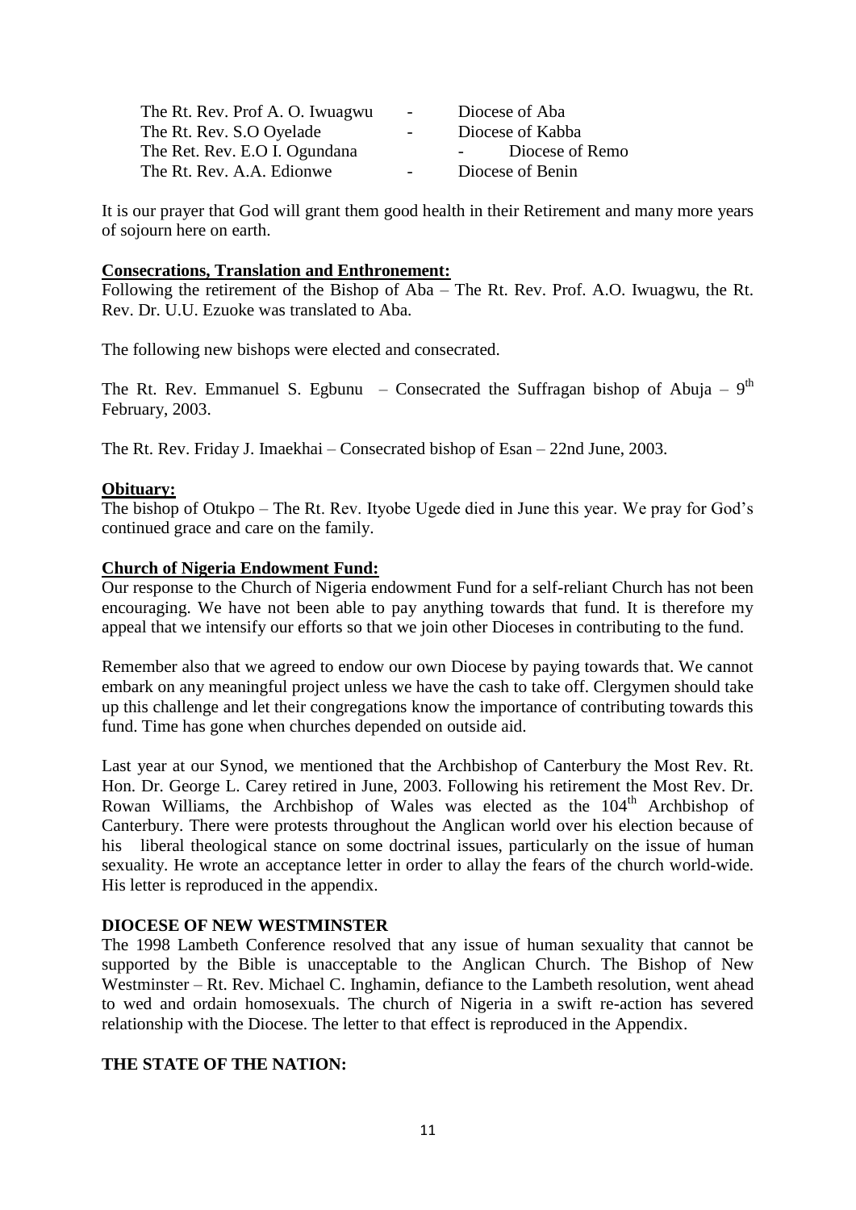| | | |
|---|---|---|
| The Rt. Rev. Prof A. O. Iwuagwu | - | Diocese of Aba |
| The Rt. Rev. S.O Oyelade | - | Diocese of Kabba |
| The Ret. Rev. E.O I. Ogundana | - | Diocese of Remo |
| The Rt. Rev. A.A. Edionwe | - | Diocese of Benin |

It is our prayer that God will grant them good health in their Retirement and many more years of sojourn here on earth.

**Consecrations, Translation and Enthronement:**

Following the retirement of the Bishop of Aba – The Rt. Rev. Prof. A.O. Iwuagwu, the Rt. Rev. Dr. U.U. Ezuoke was translated to Aba.

The following new bishops were elected and consecrated.

The Rt. Rev. Emmanuel S. Egbunu – Consecrated the Suffragan bishop of Abuja – 9th February, 2003.

The Rt. Rev. Friday J. Imaekhai – Consecrated bishop of Esan – 22nd June, 2003.

**Obituary:**

The bishop of Otukpo – The Rt. Rev. Ityobe Ugede died in June this year. We pray for God's continued grace and care on the family.

**Church of Nigeria Endowment Fund:**

Our response to the Church of Nigeria endowment Fund for a self-reliant Church has not been encouraging. We have not been able to pay anything towards that fund. It is therefore my appeal that we intensify our efforts so that we join other Dioceses in contributing to the fund.

Remember also that we agreed to endow our own Diocese by paying towards that. We cannot embark on any meaningful project unless we have the cash to take off. Clergymen should take up this challenge and let their congregations know the importance of contributing towards this fund. Time has gone when churches depended on outside aid.

Last year at our Synod, we mentioned that the Archbishop of Canterbury the Most Rev. Rt. Hon. Dr. George L. Carey retired in June, 2003. Following his retirement the Most Rev. Dr. Rowan Williams, the Archbishop of Wales was elected as the 104th Archbishop of Canterbury. There were protests throughout the Anglican world over his election because of his liberal theological stance on some doctrinal issues, particularly on the issue of human sexuality. He wrote an acceptance letter in order to allay the fears of the church world-wide. His letter is reproduced in the appendix.

**DIOCESE OF NEW WESTMINSTER**

The 1998 Lambeth Conference resolved that any issue of human sexuality that cannot be supported by the Bible is unacceptable to the Anglican Church. The Bishop of New Westminster – Rt. Rev. Michael C. Inghamin, defiance to the Lambeth resolution, went ahead to wed and ordain homosexuals. The church of Nigeria in a swift re-action has severed relationship with the Diocese. The letter to that effect is reproduced in the Appendix.

**THE STATE OF THE NATION:**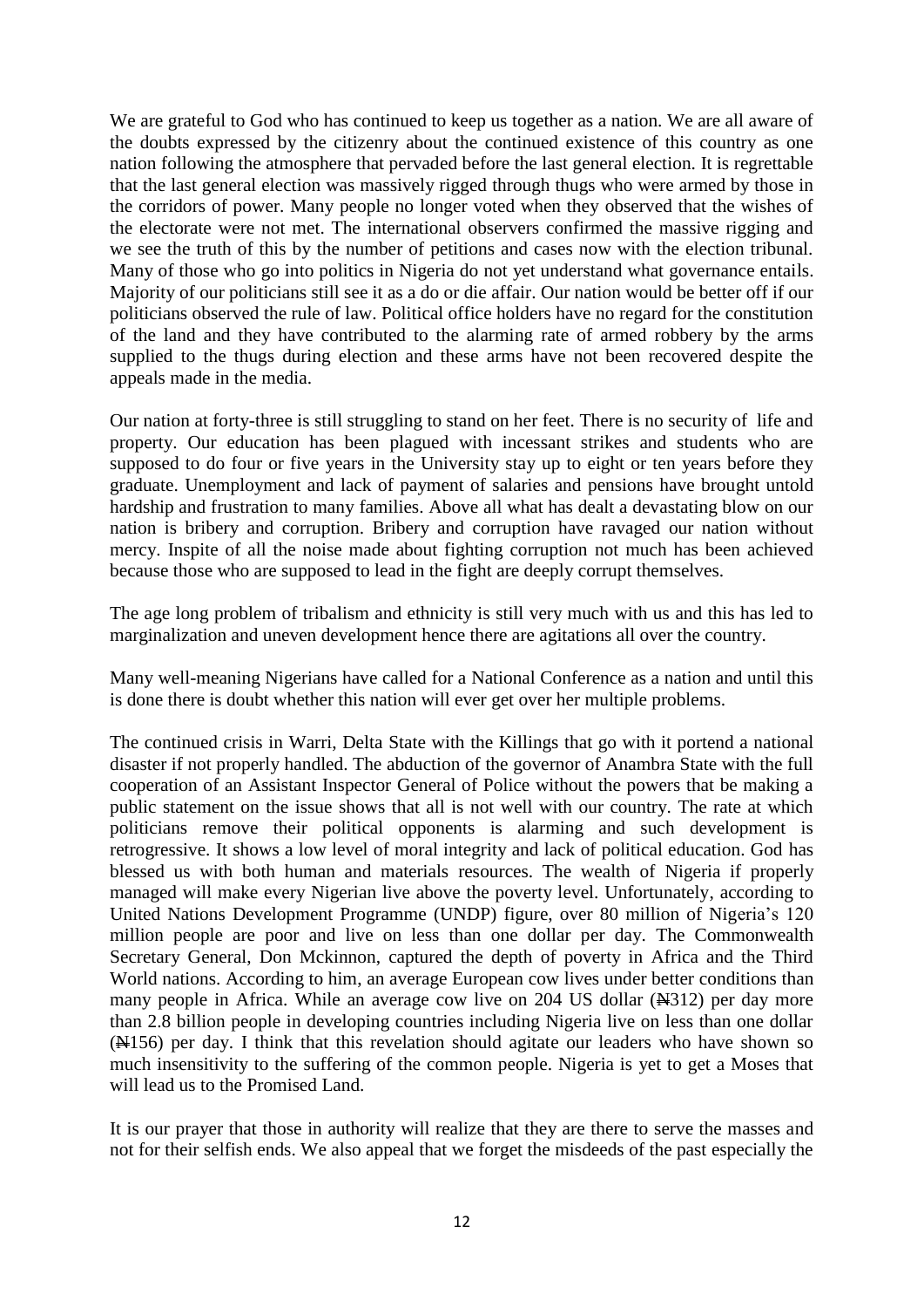We are grateful to God who has continued to keep us together as a nation. We are all aware of the doubts expressed by the citizenry about the continued existence of this country as one nation following the atmosphere that pervaded before the last general election. It is regrettable that the last general election was massively rigged through thugs who were armed by those in the corridors of power. Many people no longer voted when they observed that the wishes of the electorate were not met. The international observers confirmed the massive rigging and we see the truth of this by the number of petitions and cases now with the election tribunal. Many of those who go into politics in Nigeria do not yet understand what governance entails. Majority of our politicians still see it as a do or die affair. Our nation would be better off if our politicians observed the rule of law. Political office holders have no regard for the constitution of the land and they have contributed to the alarming rate of armed robbery by the arms supplied to the thugs during election and these arms have not been recovered despite the appeals made in the media.

Our nation at forty-three is still struggling to stand on her feet. There is no security of life and property. Our education has been plagued with incessant strikes and students who are supposed to do four or five years in the University stay up to eight or ten years before they graduate. Unemployment and lack of payment of salaries and pensions have brought untold hardship and frustration to many families. Above all what has dealt a devastating blow on our nation is bribery and corruption. Bribery and corruption have ravaged our nation without mercy. Inspite of all the noise made about fighting corruption not much has been achieved because those who are supposed to lead in the fight are deeply corrupt themselves.

The age long problem of tribalism and ethnicity is still very much with us and this has led to marginalization and uneven development hence there are agitations all over the country.

Many well-meaning Nigerians have called for a National Conference as a nation and until this is done there is doubt whether this nation will ever get over her multiple problems.

The continued crisis in Warri, Delta State with the Killings that go with it portend a national disaster if not properly handled. The abduction of the governor of Anambra State with the full cooperation of an Assistant Inspector General of Police without the powers that be making a public statement on the issue shows that all is not well with our country. The rate at which politicians remove their political opponents is alarming and such development is retrogressive. It shows a low level of moral integrity and lack of political education. God has blessed us with both human and materials resources. The wealth of Nigeria if properly managed will make every Nigerian live above the poverty level. Unfortunately, according to United Nations Development Programme (UNDP) figure, over 80 million of Nigeria's 120 million people are poor and live on less than one dollar per day. The Commonwealth Secretary General, Don Mckinnon, captured the depth of poverty in Africa and the Third World nations. According to him, an average European cow lives under better conditions than many people in Africa. While an average cow live on 204 US dollar (₦312) per day more than 2.8 billion people in developing countries including Nigeria live on less than one dollar (₦156) per day. I think that this revelation should agitate our leaders who have shown so much insensitivity to the suffering of the common people. Nigeria is yet to get a Moses that will lead us to the Promised Land.

It is our prayer that those in authority will realize that they are there to serve the masses and not for their selfish ends. We also appeal that we forget the misdeeds of the past especially the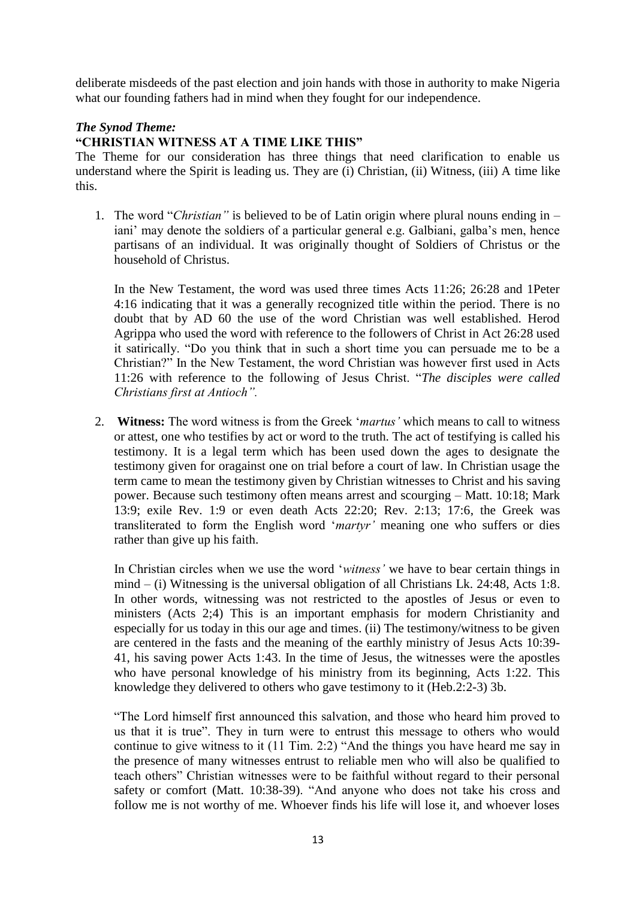deliberate misdeeds of the past election and join hands with those in authority to make Nigeria what our founding fathers had in mind when they fought for our independence.

***The Synod Theme:***
**"CHRISTIAN WITNESS AT A TIME LIKE THIS"**

The Theme for our consideration has three things that need clarification to enable us understand where the Spirit is leading us. They are (i) Christian, (ii) Witness, (iii) A time like this.

1. The word "*Christian"* is believed to be of Latin origin where plural nouns ending in –iani' may denote the soldiers of a particular general e.g. Galbiani, galba's men, hence partisans of an individual. It was originally thought of Soldiers of Christus or the household of Christus.

   In the New Testament, the word was used three times Acts 11:26; 26:28 and 1Peter 4:16 indicating that it was a generally recognized title within the period. There is no doubt that by AD 60 the use of the word Christian was well established. Herod Agrippa who used the word with reference to the followers of Christ in Act 26:28 used it satirically. "Do you think that in such a short time you can persuade me to be a Christian?" In the New Testament, the word Christian was however first used in Acts 11:26 with reference to the following of Jesus Christ. "*The disciples were called Christians first at Antioch".*

2. **Witness:** The word witness is from the Greek '*martus'* which means to call to witness or attest, one who testifies by act or word to the truth. The act of testifying is called his testimony. It is a legal term which has been used down the ages to designate the testimony given for oragainst one on trial before a court of law. In Christian usage the term came to mean the testimony given by Christian witnesses to Christ and his saving power. Because such testimony often means arrest and scourging – Matt. 10:18; Mark 13:9; exile Rev. 1:9 or even death Acts 22:20; Rev. 2:13; 17:6, the Greek was transliterated to form the English word '*martyr'* meaning one who suffers or dies rather than give up his faith.

   In Christian circles when we use the word '*witness'* we have to bear certain things in mind – (i) Witnessing is the universal obligation of all Christians Lk. 24:48, Acts 1:8. In other words, witnessing was not restricted to the apostles of Jesus or even to ministers (Acts 2;4) This is an important emphasis for modern Christianity and especially for us today in this our age and times. (ii) The testimony/witness to be given are centered in the fasts and the meaning of the earthly ministry of Jesus Acts 10:39-41, his saving power Acts 1:43. In the time of Jesus, the witnesses were the apostles who have personal knowledge of his ministry from its beginning, Acts 1:22. This knowledge they delivered to others who gave testimony to it (Heb.2:2-3) 3b.

   "The Lord himself first announced this salvation, and those who heard him proved to us that it is true". They in turn were to entrust this message to others who would continue to give witness to it (11 Tim. 2:2) "And the things you have heard me say in the presence of many witnesses entrust to reliable men who will also be qualified to teach others" Christian witnesses were to be faithful without regard to their personal safety or comfort (Matt. 10:38-39). "And anyone who does not take his cross and follow me is not worthy of me. Whoever finds his life will lose it, and whoever loses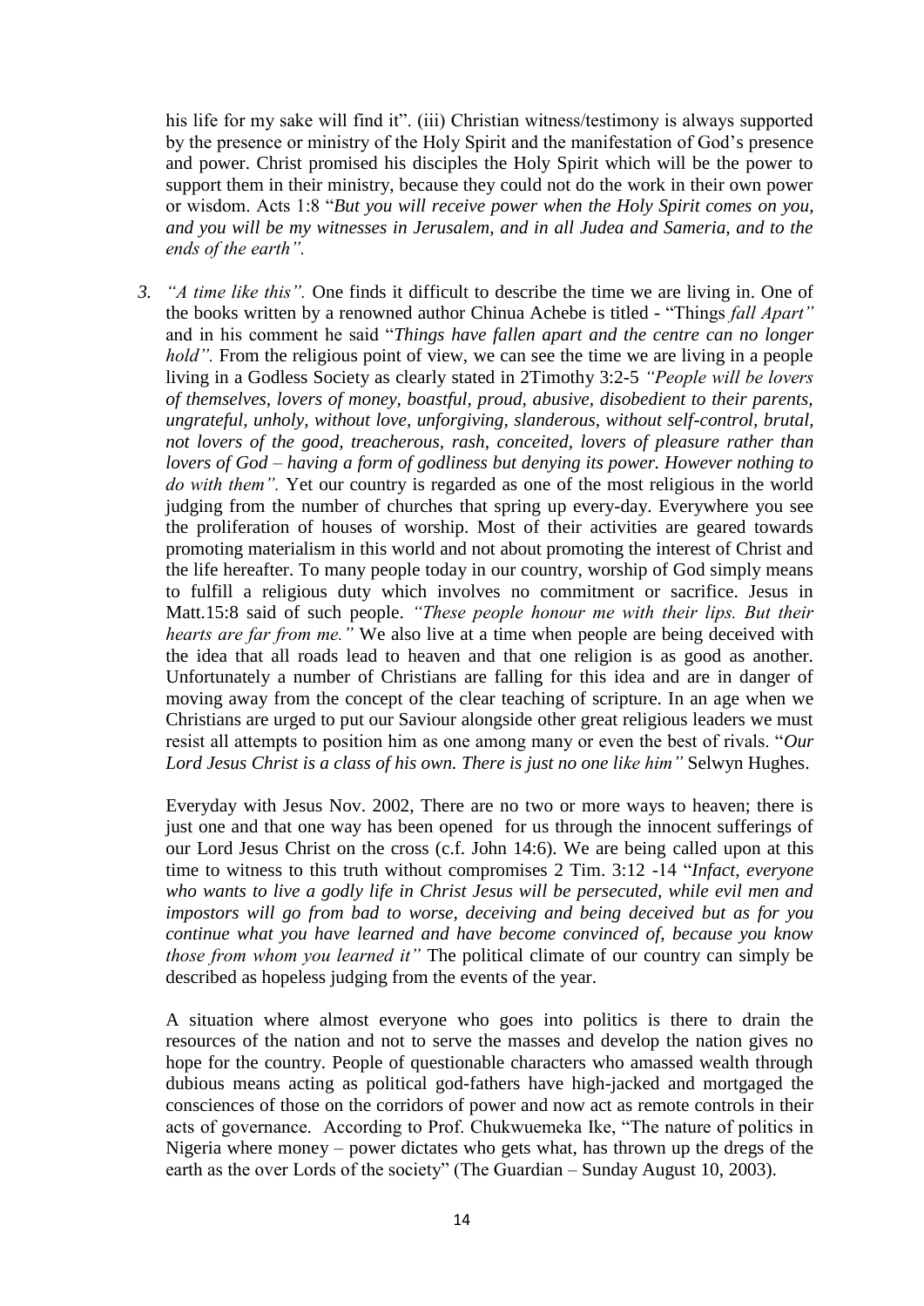his life for my sake will find it". (iii) Christian witness/testimony is always supported by the presence or ministry of the Holy Spirit and the manifestation of God's presence and power. Christ promised his disciples the Holy Spirit which will be the power to support them in their ministry, because they could not do the work in their own power or wisdom. Acts 1:8 "*But you will receive power when the Holy Spirit comes on you, and you will be my witnesses in Jerusalem, and in all Judea and Sameria, and to the ends of the earth".*

3. *"A time like this".* One finds it difficult to describe the time we are living in. One of the books written by a renowned author Chinua Achebe is titled - "Things *fall Apart"* and in his comment he said "*Things have fallen apart and the centre can no longer hold".* From the religious point of view, we can see the time we are living in a people living in a Godless Society as clearly stated in 2Timothy 3:2-5 *"People will be lovers of themselves, lovers of money, boastful, proud, abusive, disobedient to their parents, ungrateful, unholy, without love, unforgiving, slanderous, without self-control, brutal, not lovers of the good, treacherous, rash, conceited, lovers of pleasure rather than lovers of God – having a form of godliness but denying its power. However nothing to do with them".* Yet our country is regarded as one of the most religious in the world judging from the number of churches that spring up every-day. Everywhere you see the proliferation of houses of worship. Most of their activities are geared towards promoting materialism in this world and not about promoting the interest of Christ and the life hereafter. To many people today in our country, worship of God simply means to fulfill a religious duty which involves no commitment or sacrifice. Jesus in Matt.15:8 said of such people. *"These people honour me with their lips. But their hearts are far from me."* We also live at a time when people are being deceived with the idea that all roads lead to heaven and that one religion is as good as another. Unfortunately a number of Christians are falling for this idea and are in danger of moving away from the concept of the clear teaching of scripture. In an age when we Christians are urged to put our Saviour alongside other great religious leaders we must resist all attempts to position him as one among many or even the best of rivals. "*Our Lord Jesus Christ is a class of his own. There is just no one like him"* Selwyn Hughes.

   Everyday with Jesus Nov. 2002, There are no two or more ways to heaven; there is just one and that one way has been opened for us through the innocent sufferings of our Lord Jesus Christ on the cross (c.f. John 14:6). We are being called upon at this time to witness to this truth without compromises 2 Tim. 3:12 -14 "*Infact, everyone who wants to live a godly life in Christ Jesus will be persecuted, while evil men and impostors will go from bad to worse, deceiving and being deceived but as for you continue what you have learned and have become convinced of, because you know those from whom you learned it"* The political climate of our country can simply be described as hopeless judging from the events of the year.

   A situation where almost everyone who goes into politics is there to drain the resources of the nation and not to serve the masses and develop the nation gives no hope for the country. People of questionable characters who amassed wealth through dubious means acting as political god-fathers have high-jacked and mortgaged the consciences of those on the corridors of power and now act as remote controls in their acts of governance. According to Prof. Chukwuemeka Ike, "The nature of politics in Nigeria where money – power dictates who gets what, has thrown up the dregs of the earth as the over Lords of the society" (The Guardian – Sunday August 10, 2003).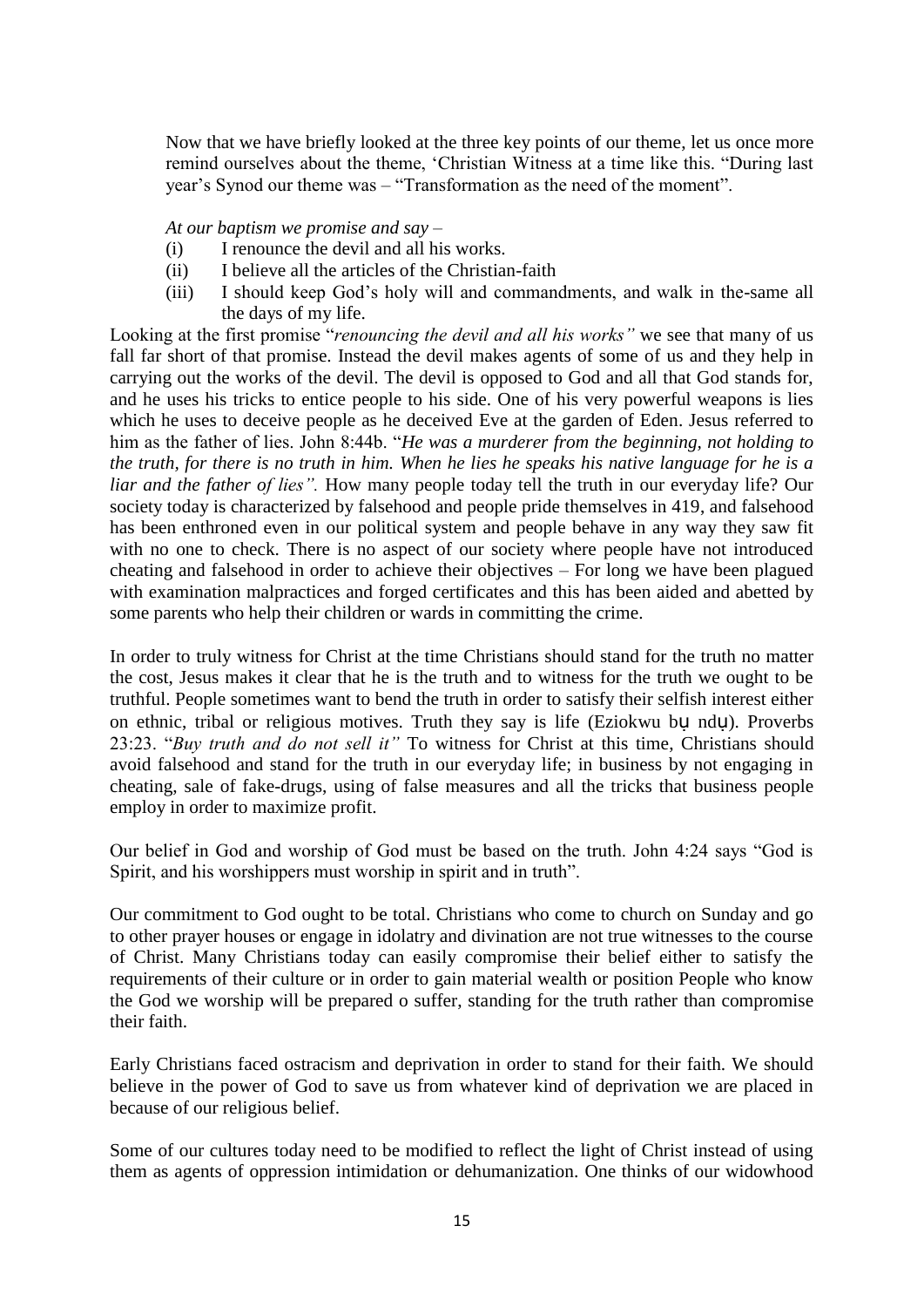Now that we have briefly looked at the three key points of our theme, let us once more remind ourselves about the theme, 'Christian Witness at a time like this. "During last year's Synod our theme was – "Transformation as the need of the moment".

*At our baptism we promise and say* –

(i) I renounce the devil and all his works.
(ii) I believe all the articles of the Christian-faith
(iii) I should keep God's holy will and commandments, and walk in the-same all the days of my life.

Looking at the first promise "*renouncing the devil and all his works"* we see that many of us fall far short of that promise. Instead the devil makes agents of some of us and they help in carrying out the works of the devil. The devil is opposed to God and all that God stands for, and he uses his tricks to entice people to his side. One of his very powerful weapons is lies which he uses to deceive people as he deceived Eve at the garden of Eden. Jesus referred to him as the father of lies. John 8:44b. "*He was a murderer from the beginning, not holding to the truth, for there is no truth in him. When he lies he speaks his native language for he is a liar and the father of lies".* How many people today tell the truth in our everyday life? Our society today is characterized by falsehood and people pride themselves in 419, and falsehood has been enthroned even in our political system and people behave in any way they saw fit with no one to check. There is no aspect of our society where people have not introduced cheating and falsehood in order to achieve their objectives – For long we have been plagued with examination malpractices and forged certificates and this has been aided and abetted by some parents who help their children or wards in committing the crime.

In order to truly witness for Christ at the time Christians should stand for the truth no matter the cost, Jesus makes it clear that he is the truth and to witness for the truth we ought to be truthful. People sometimes want to bend the truth in order to satisfy their selfish interest either on ethnic, tribal or religious motives. Truth they say is life (Eziokwu bụ ndụ). Proverbs 23:23. "*Buy truth and do not sell it"* To witness for Christ at this time, Christians should avoid falsehood and stand for the truth in our everyday life; in business by not engaging in cheating, sale of fake-drugs, using of false measures and all the tricks that business people employ in order to maximize profit.

Our belief in God and worship of God must be based on the truth. John 4:24 says "God is Spirit, and his worshippers must worship in spirit and in truth".

Our commitment to God ought to be total. Christians who come to church on Sunday and go to other prayer houses or engage in idolatry and divination are not true witnesses to the course of Christ. Many Christians today can easily compromise their belief either to satisfy the requirements of their culture or in order to gain material wealth or position People who know the God we worship will be prepared o suffer, standing for the truth rather than compromise their faith.

Early Christians faced ostracism and deprivation in order to stand for their faith. We should believe in the power of God to save us from whatever kind of deprivation we are placed in because of our religious belief.

Some of our cultures today need to be modified to reflect the light of Christ instead of using them as agents of oppression intimidation or dehumanization. One thinks of our widowhood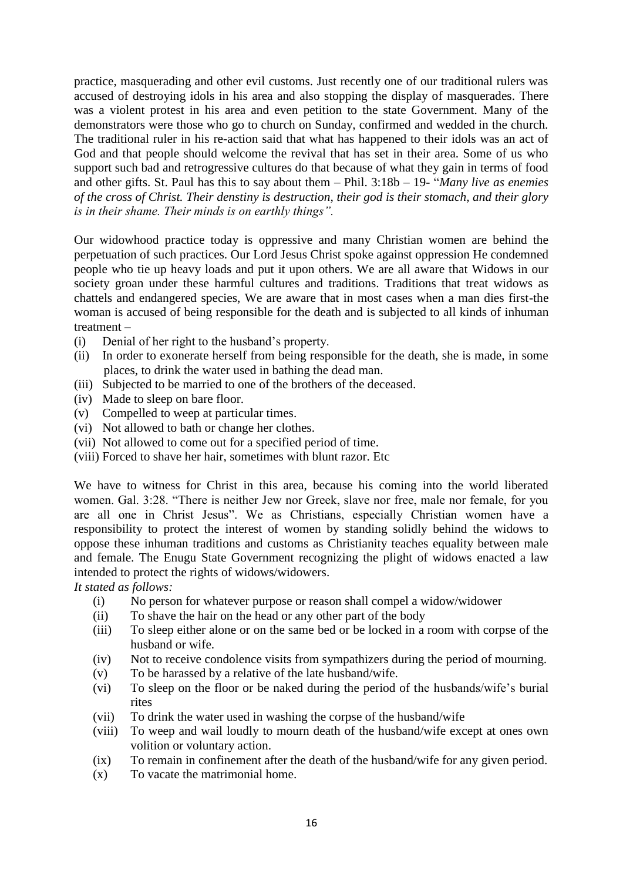practice, masquerading and other evil customs. Just recently one of our traditional rulers was accused of destroying idols in his area and also stopping the display of masquerades. There was a violent protest in his area and even petition to the state Government. Many of the demonstrators were those who go to church on Sunday, confirmed and wedded in the church. The traditional ruler in his re-action said that what has happened to their idols was an act of God and that people should welcome the revival that has set in their area. Some of us who support such bad and retrogressive cultures do that because of what they gain in terms of food and other gifts. St. Paul has this to say about them – Phil. 3:18b – 19- "*Many live as enemies of the cross of Christ. Their denstiny is destruction, their god is their stomach, and their glory is in their shame. Their minds is on earthly things".*

Our widowhood practice today is oppressive and many Christian women are behind the perpetuation of such practices. Our Lord Jesus Christ spoke against oppression He condemned people who tie up heavy loads and put it upon others. We are all aware that Widows in our society groan under these harmful cultures and traditions. Traditions that treat widows as chattels and endangered species, We are aware that in most cases when a man dies first-the woman is accused of being responsible for the death and is subjected to all kinds of inhuman treatment –

(i) Denial of her right to the husband's property.
(ii) In order to exonerate herself from being responsible for the death, she is made, in some places, to drink the water used in bathing the dead man.
(iii) Subjected to be married to one of the brothers of the deceased.
(iv) Made to sleep on bare floor.
(v) Compelled to weep at particular times.
(vi) Not allowed to bath or change her clothes.
(vii) Not allowed to come out for a specified period of time.
(viii) Forced to shave her hair, sometimes with blunt razor. Etc

We have to witness for Christ in this area, because his coming into the world liberated women. Gal. 3:28. "There is neither Jew nor Greek, slave nor free, male nor female, for you are all one in Christ Jesus". We as Christians, especially Christian women have a responsibility to protect the interest of women by standing solidly behind the widows to oppose these inhuman traditions and customs as Christianity teaches equality between male and female. The Enugu State Government recognizing the plight of widows enacted a law intended to protect the rights of widows/widowers.

*It stated as follows:*

(i) No person for whatever purpose or reason shall compel a widow/widower
(ii) To shave the hair on the head or any other part of the body
(iii) To sleep either alone or on the same bed or be locked in a room with corpse of the husband or wife.
(iv) Not to receive condolence visits from sympathizers during the period of mourning.
(v) To be harassed by a relative of the late husband/wife.
(vi) To sleep on the floor or be naked during the period of the husbands/wife's burial rites
(vii) To drink the water used in washing the corpse of the husband/wife
(viii) To weep and wail loudly to mourn death of the husband/wife except at ones own volition or voluntary action.
(ix) To remain in confinement after the death of the husband/wife for any given period.
(x) To vacate the matrimonial home.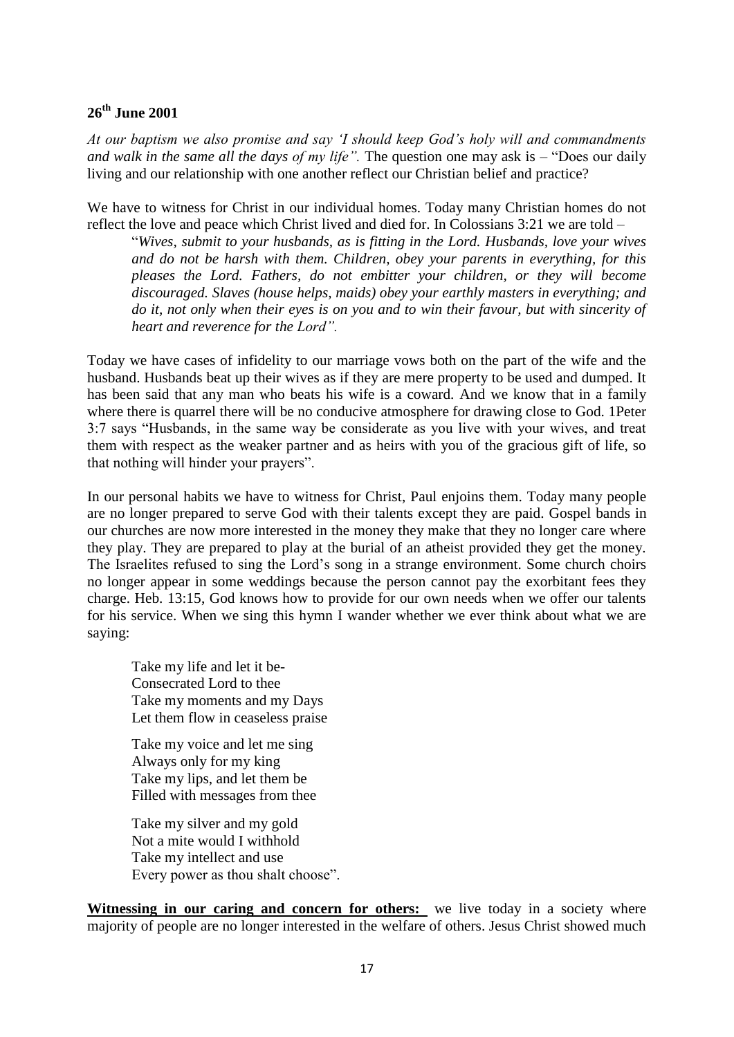**26th June 2001**

*At our baptism we also promise and say 'I should keep God's holy will and commandments and walk in the same all the days of my life".* The question one may ask is – "Does our daily living and our relationship with one another reflect our Christian belief and practice?

We have to witness for Christ in our individual homes. Today many Christian homes do not reflect the love and peace which Christ lived and died for. In Colossians 3:21 we are told –

> "*Wives, submit to your husbands, as is fitting in the Lord. Husbands, love your wives and do not be harsh with them. Children, obey your parents in everything, for this pleases the Lord. Fathers, do not embitter your children, or they will become discouraged. Slaves (house helps, maids) obey your earthly masters in everything; and do it, not only when their eyes is on you and to win their favour, but with sincerity of heart and reverence for the Lord".*

Today we have cases of infidelity to our marriage vows both on the part of the wife and the husband. Husbands beat up their wives as if they are mere property to be used and dumped. It has been said that any man who beats his wife is a coward. And we know that in a family where there is quarrel there will be no conducive atmosphere for drawing close to God. 1Peter 3:7 says "Husbands, in the same way be considerate as you live with your wives, and treat them with respect as the weaker partner and as heirs with you of the gracious gift of life, so that nothing will hinder your prayers".

In our personal habits we have to witness for Christ, Paul enjoins them. Today many people are no longer prepared to serve God with their talents except they are paid. Gospel bands in our churches are now more interested in the money they make that they no longer care where they play. They are prepared to play at the burial of an atheist provided they get the money. The Israelites refused to sing the Lord's song in a strange environment. Some church choirs no longer appear in some weddings because the person cannot pay the exorbitant fees they charge. Heb. 13:15, God knows how to provide for our own needs when we offer our talents for his service. When we sing this hymn I wander whether we ever think about what we are saying:

> Take my life and let it be-
> Consecrated Lord to thee
> Take my moments and my Days
> Let them flow in ceaseless praise
>
> Take my voice and let me sing
> Always only for my king
> Take my lips, and let them be
> Filled with messages from thee
>
> Take my silver and my gold
> Not a mite would I withhold
> Take my intellect and use
> Every power as thou shalt choose".

**Witnessing in our caring and concern for others:** we live today in a society where majority of people are no longer interested in the welfare of others. Jesus Christ showed much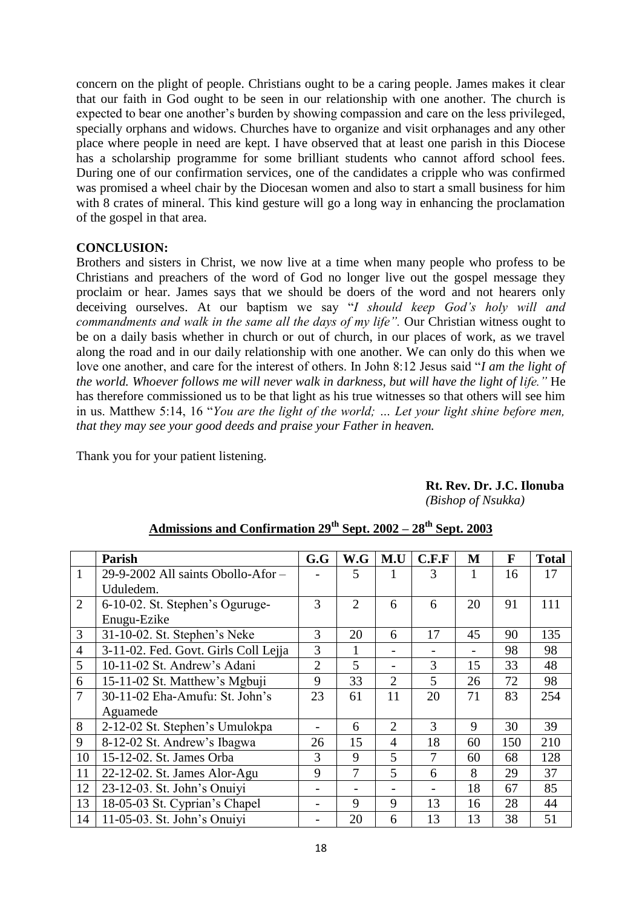concern on the plight of people. Christians ought to be a caring people. James makes it clear that our faith in God ought to be seen in our relationship with one another. The church is expected to bear one another's burden by showing compassion and care on the less privileged, specially orphans and widows. Churches have to organize and visit orphanages and any other place where people in need are kept. I have observed that at least one parish in this Diocese has a scholarship programme for some brilliant students who cannot afford school fees. During one of our confirmation services, one of the candidates a cripple who was confirmed was promised a wheel chair by the Diocesan women and also to start a small business for him with 8 crates of mineral. This kind gesture will go a long way in enhancing the proclamation of the gospel in that area.

**CONCLUSION:**

Brothers and sisters in Christ, we now live at a time when many people who profess to be Christians and preachers of the word of God no longer live out the gospel message they proclaim or hear. James says that we should be doers of the word and not hearers only deceiving ourselves. At our baptism we say "*I should keep God's holy will and commandments and walk in the same all the days of my life".* Our Christian witness ought to be on a daily basis whether in church or out of church, in our places of work, as we travel along the road and in our daily relationship with one another. We can only do this when we love one another, and care for the interest of others. In John 8:12 Jesus said "*I am the light of the world. Whoever follows me will never walk in darkness, but will have the light of life."* He has therefore commissioned us to be that light as his true witnesses so that others will see him in us. Matthew 5:14, 16 "*You are the light of the world; … Let your light shine before men, that they may see your good deeds and praise your Father in heaven.*

Thank you for your patient listening.

**Rt. Rev. Dr. J.C. Ilonuba**
*(Bishop of Nsukka)*

**Admissions and Confirmation 29th Sept. 2002 – 28th Sept. 2003**

| | Parish | G.G | W.G | M.U | C.F.F | M | F | Total |
|---|---|---|---|---|---|---|---|---|
| 1 | 29-9-2002 All saints Obollo-Afor – Uduledem. | - | 5 | 1 | 3 | 1 | 16 | 17 |
| 2 | 6-10-02. St. Stephen's Oguruge-Enugu-Ezike | 3 | 2 | 6 | 6 | 20 | 91 | 111 |
| 3 | 31-10-02. St. Stephen's Neke | 3 | 20 | 6 | 17 | 45 | 90 | 135 |
| 4 | 3-11-02. Fed. Govt. Girls Coll Lejja | 3 | 1 | - | - | - | 98 | 98 |
| 5 | 10-11-02 St. Andrew's Adani | 2 | 5 | - | 3 | 15 | 33 | 48 |
| 6 | 15-11-02 St. Matthew's Mgbuji | 9 | 33 | 2 | 5 | 26 | 72 | 98 |
| 7 | 30-11-02 Eha-Amufu: St. John's Aguamede | 23 | 61 | 11 | 20 | 71 | 83 | 254 |
| 8 | 2-12-02 St. Stephen's Umulokpa | - | 6 | 2 | 3 | 9 | 30 | 39 |
| 9 | 8-12-02 St. Andrew's Ibagwa | 26 | 15 | 4 | 18 | 60 | 150 | 210 |
| 10 | 15-12-02. St. James Orba | 3 | 9 | 5 | 7 | 60 | 68 | 128 |
| 11 | 22-12-02. St. James Alor-Agu | 9 | 7 | 5 | 6 | 8 | 29 | 37 |
| 12 | 23-12-03. St. John's Onuiyi | - | - | - | - | 18 | 67 | 85 |
| 13 | 18-05-03 St. Cyprian's Chapel | - | 9 | 9 | 13 | 16 | 28 | 44 |
| 14 | 11-05-03. St. John's Onuiyi | - | 20 | 6 | 13 | 13 | 38 | 51 |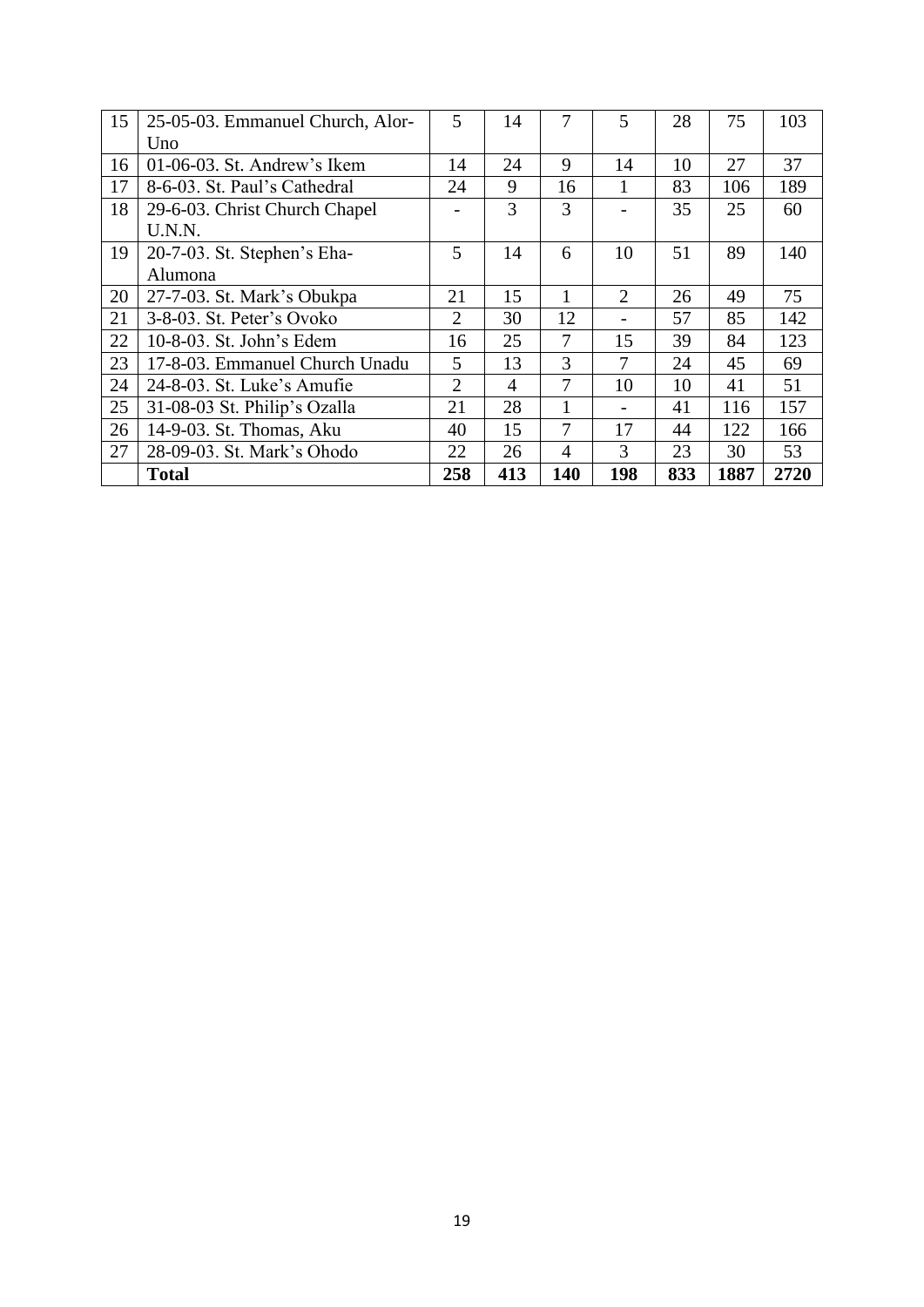| 15 | 25-05-03. Emmanuel Church, Alor-Uno | 5 | 14 | 7 | 5 | 28 | 75 | 103 |
|---|---|---|---|---|---|---|---|---|
| 16 | 01-06-03. St. Andrew's Ikem | 14 | 24 | 9 | 14 | 10 | 27 | 37 |
| 17 | 8-6-03. St. Paul's Cathedral | 24 | 9 | 16 | 1 | 83 | 106 | 189 |
| 18 | 29-6-03. Christ Church Chapel U.N.N. | - | 3 | 3 | - | 35 | 25 | 60 |
| 19 | 20-7-03. St. Stephen's Eha-Alumona | 5 | 14 | 6 | 10 | 51 | 89 | 140 |
| 20 | 27-7-03. St. Mark's Obukpa | 21 | 15 | 1 | 2 | 26 | 49 | 75 |
| 21 | 3-8-03. St. Peter's Ovoko | 2 | 30 | 12 | - | 57 | 85 | 142 |
| 22 | 10-8-03. St. John's Edem | 16 | 25 | 7 | 15 | 39 | 84 | 123 |
| 23 | 17-8-03. Emmanuel Church Unadu | 5 | 13 | 3 | 7 | 24 | 45 | 69 |
| 24 | 24-8-03. St. Luke's Amufie | 2 | 4 | 7 | 10 | 10 | 41 | 51 |
| 25 | 31-08-03 St. Philip's Ozalla | 21 | 28 | 1 | - | 41 | 116 | 157 |
| 26 | 14-9-03. St. Thomas, Aku | 40 | 15 | 7 | 17 | 44 | 122 | 166 |
| 27 | 28-09-03. St. Mark's Ohodo | 22 | 26 | 4 | 3 | 23 | 30 | 53 |
| | **Total** | **258** | **413** | **140** | **198** | **833** | **1887** | **2720** |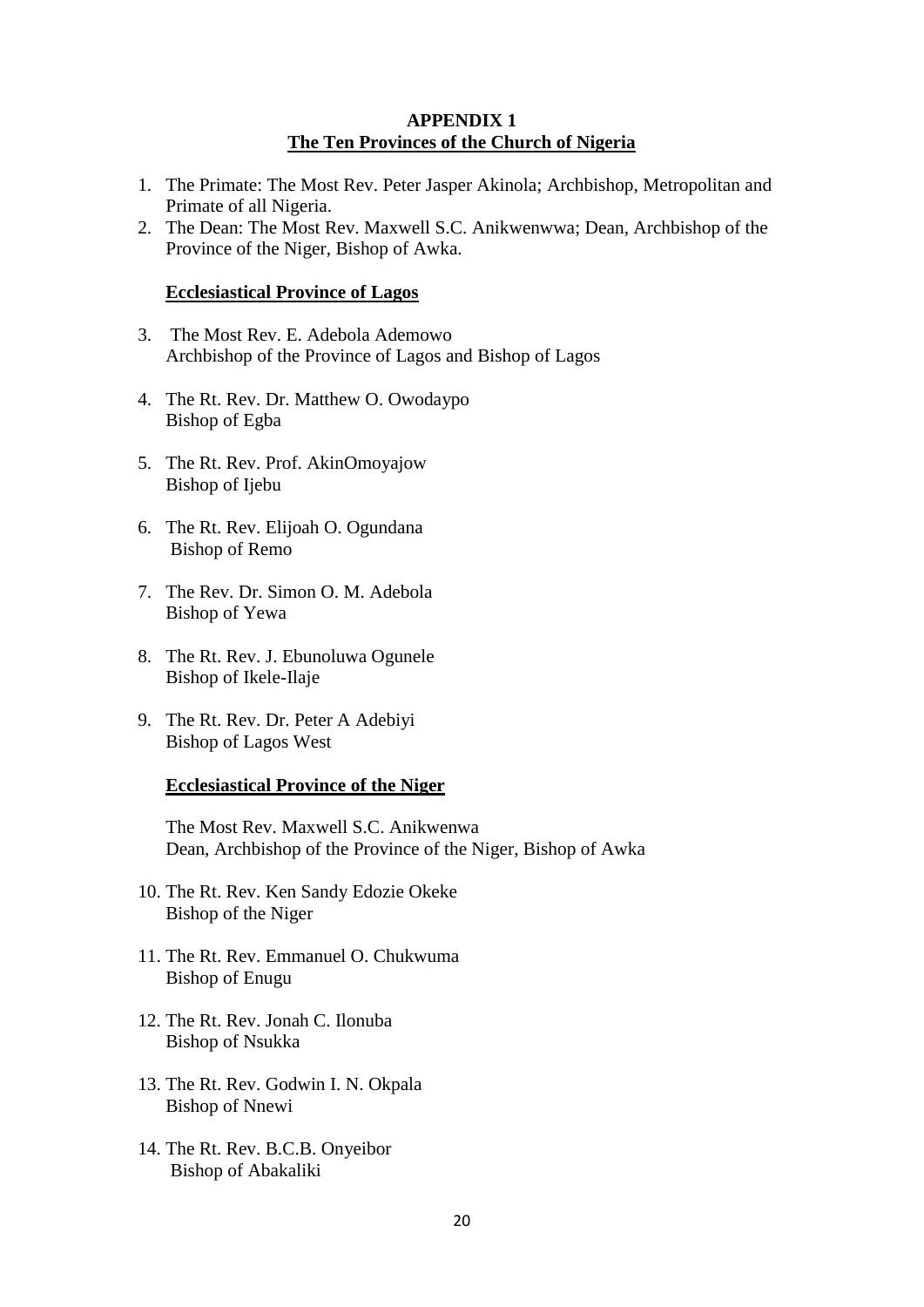**APPENDIX 1**

**The Ten Provinces of the Church of Nigeria**

1. The Primate: The Most Rev. Peter Jasper Akinola; Archbishop, Metropolitan and Primate of all Nigeria.
2. The Dean: The Most Rev. Maxwell S.C. Anikwenwwa; Dean, Archbishop of the Province of the Niger, Bishop of Awka.

**Ecclesiastical Province of Lagos**

3. The Most Rev. E. Adebola Ademowo
   Archbishop of the Province of Lagos and Bishop of Lagos

4. The Rt. Rev. Dr. Matthew O. Owodaypo
   Bishop of Egba

5. The Rt. Rev. Prof. AkinOmoyajow
   Bishop of Ijebu

6. The Rt. Rev. Elijoah O. Ogundana
   Bishop of Remo

7. The Rev. Dr. Simon O. M. Adebola
   Bishop of Yewa

8. The Rt. Rev. J. Ebunoluwa Ogunele
   Bishop of Ikele-Ilaje

9. The Rt. Rev. Dr. Peter A Adebiyi
   Bishop of Lagos West

**Ecclesiastical Province of the Niger**

The Most Rev. Maxwell S.C. Anikwenwa
Dean, Archbishop of the Province of the Niger, Bishop of Awka

10. The Rt. Rev. Ken Sandy Edozie Okeke
    Bishop of the Niger

11. The Rt. Rev. Emmanuel O. Chukwuma
    Bishop of Enugu

12. The Rt. Rev. Jonah C. Ilonuba
    Bishop of Nsukka

13. The Rt. Rev. Godwin I. N. Okpala
    Bishop of Nnewi

14. The Rt. Rev. B.C.B. Onyeibor
    Bishop of Abakaliki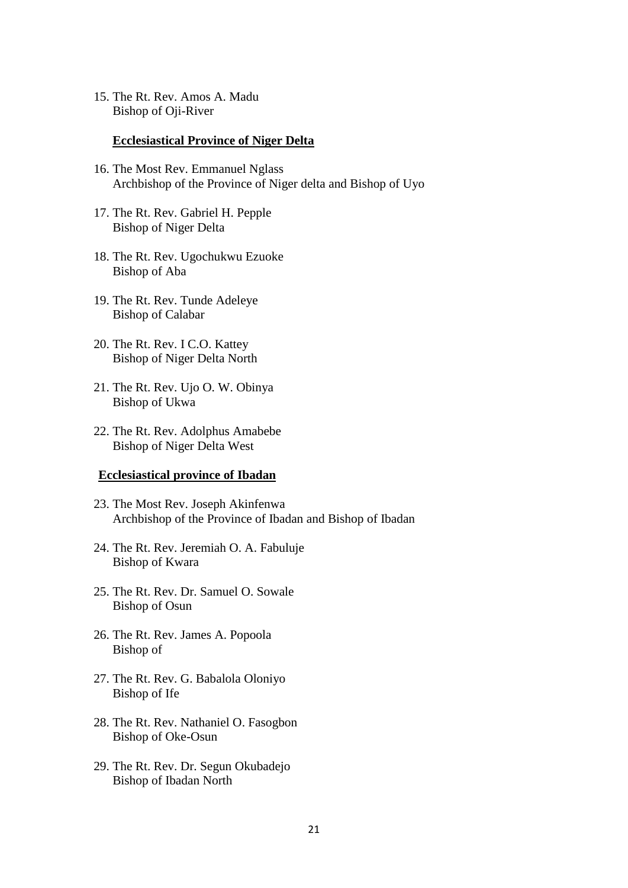15. The Rt. Rev. Amos A. Madu
    Bishop of Oji-River

**Ecclesiastical Province of Niger Delta**

16. The Most Rev. Emmanuel Nglass
    Archbishop of the Province of Niger delta and Bishop of Uyo

17. The Rt. Rev. Gabriel H. Pepple
    Bishop of Niger Delta

18. The Rt. Rev. Ugochukwu Ezuoke
    Bishop of Aba

19. The Rt. Rev. Tunde Adeleye
    Bishop of Calabar

20. The Rt. Rev. I C.O. Kattey
    Bishop of Niger Delta North

21. The Rt. Rev. Ujo O. W. Obinya
    Bishop of Ukwa

22. The Rt. Rev. Adolphus Amabebe
    Bishop of Niger Delta West

**Ecclesiastical province of Ibadan**

23. The Most Rev. Joseph Akinfenwa
    Archbishop of the Province of Ibadan and Bishop of Ibadan

24. The Rt. Rev. Jeremiah O. A. Fabuluje
    Bishop of Kwara

25. The Rt. Rev. Dr. Samuel O. Sowale
    Bishop of Osun

26. The Rt. Rev. James A. Popoola
    Bishop of

27. The Rt. Rev. G. Babalola Oloniyo
    Bishop of Ife

28. The Rt. Rev. Nathaniel O. Fasogbon
    Bishop of Oke-Osun

29. The Rt. Rev. Dr. Segun Okubadejo
    Bishop of Ibadan North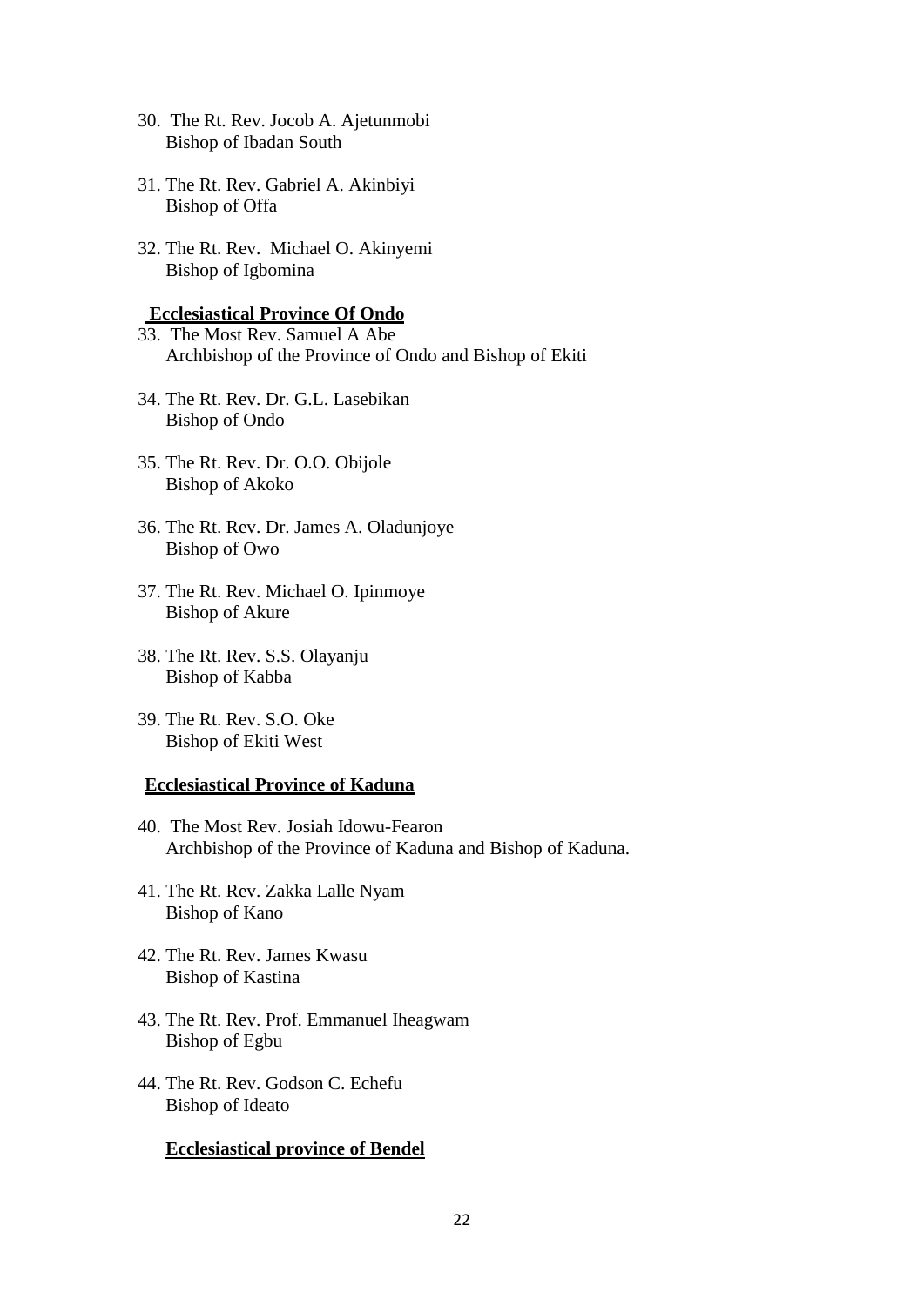30. The Rt. Rev. Jocob A. Ajetunmobi
    Bishop of Ibadan South

31. The Rt. Rev. Gabriel A. Akinbiyi
    Bishop of Offa

32. The Rt. Rev. Michael O. Akinyemi
    Bishop of Igbomina

**Ecclesiastical Province Of Ondo**

33. The Most Rev. Samuel A Abe
    Archbishop of the Province of Ondo and Bishop of Ekiti

34. The Rt. Rev. Dr. G.L. Lasebikan
    Bishop of Ondo

35. The Rt. Rev. Dr. O.O. Obijole
    Bishop of Akoko

36. The Rt. Rev. Dr. James A. Oladunjoye
    Bishop of Owo

37. The Rt. Rev. Michael O. Ipinmoye
    Bishop of Akure

38. The Rt. Rev. S.S. Olayanju
    Bishop of Kabba

39. The Rt. Rev. S.O. Oke
    Bishop of Ekiti West

**Ecclesiastical Province of Kaduna**

40. The Most Rev. Josiah Idowu-Fearon
    Archbishop of the Province of Kaduna and Bishop of Kaduna.

41. The Rt. Rev. Zakka Lalle Nyam
    Bishop of Kano

42. The Rt. Rev. James Kwasu
    Bishop of Kastina

43. The Rt. Rev. Prof. Emmanuel Iheagwam
    Bishop of Egbu

44. The Rt. Rev. Godson C. Echefu
    Bishop of Ideato

**Ecclesiastical province of Bendel**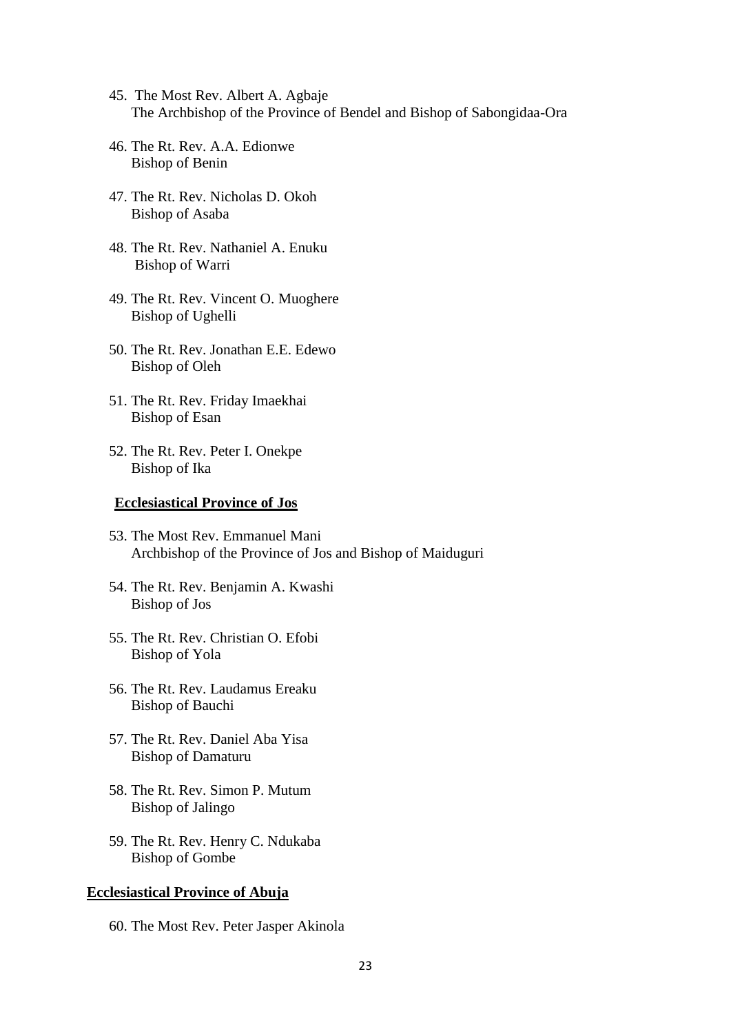45. The Most Rev. Albert A. Agbaje  
    The Archbishop of the Province of Bendel and Bishop of Sabongidaa-Ora

46. The Rt. Rev. A.A. Edionwe  
    Bishop of Benin

47. The Rt. Rev. Nicholas D. Okoh  
    Bishop of Asaba

48. The Rt. Rev. Nathaniel A. Enuku  
    Bishop of Warri

49. The Rt. Rev. Vincent O. Muoghere  
    Bishop of Ughelli

50. The Rt. Rev. Jonathan E.E. Edewo  
    Bishop of Oleh

51. The Rt. Rev. Friday Imaekhai  
    Bishop of Esan

52. The Rt. Rev. Peter I. Onekpe  
    Bishop of Ika

**<u>Ecclesiastical Province of Jos</u>**

53. The Most Rev. Emmanuel Mani  
    Archbishop of the Province of Jos and Bishop of Maiduguri

54. The Rt. Rev. Benjamin A. Kwashi  
    Bishop of Jos

55. The Rt. Rev. Christian O. Efobi  
    Bishop of Yola

56. The Rt. Rev. Laudamus Ereaku  
    Bishop of Bauchi

57. The Rt. Rev. Daniel Aba Yisa  
    Bishop of Damaturu

58. The Rt. Rev. Simon P. Mutum  
    Bishop of Jalingo

59. The Rt. Rev. Henry C. Ndukaba  
    Bishop of Gombe

**<u>Ecclesiastical Province of Abuja</u>**

60. The Most Rev. Peter Jasper Akinola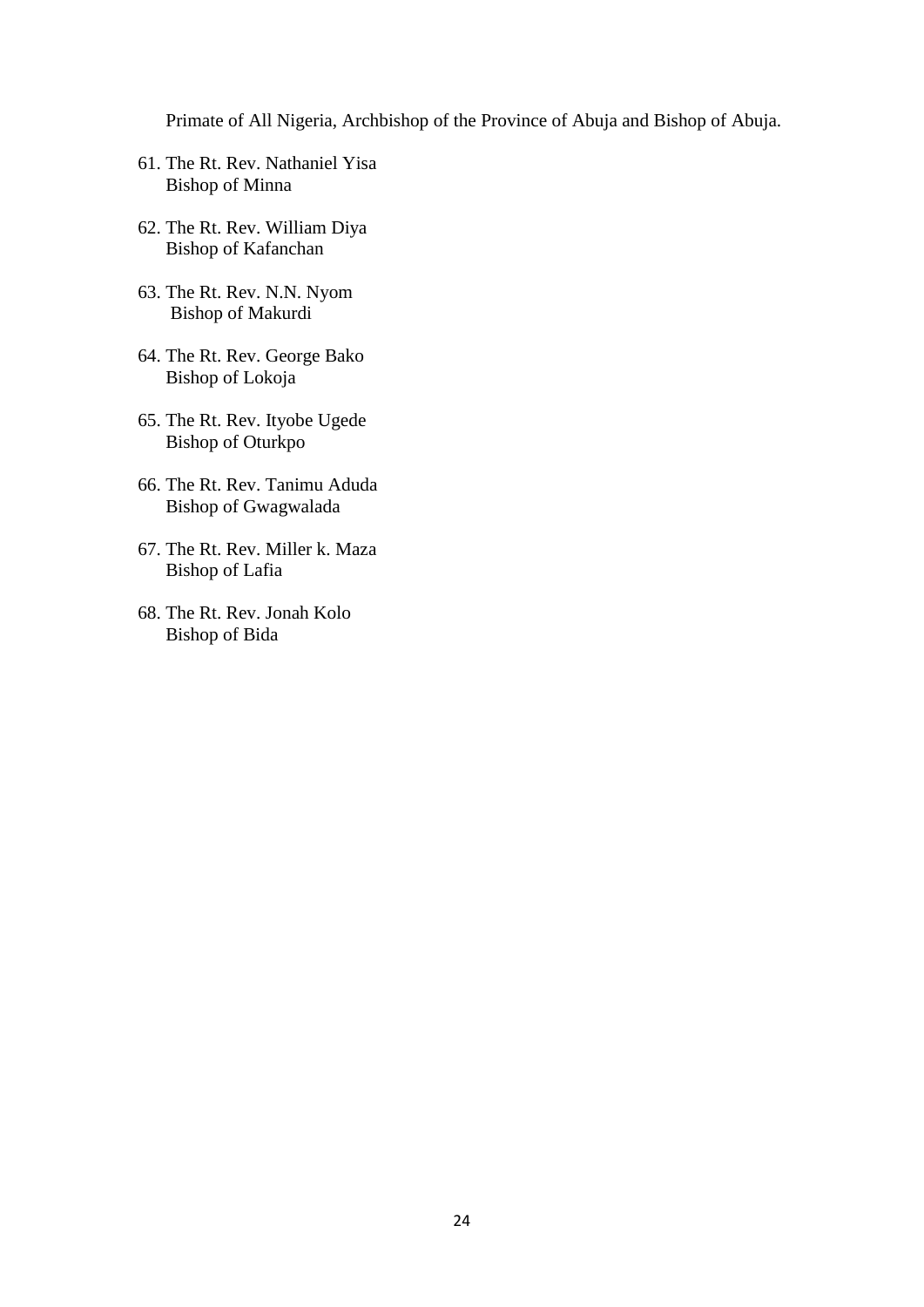Primate of All Nigeria, Archbishop of the Province of Abuja and Bishop of Abuja.

61. The Rt. Rev. Nathaniel Yisa
    Bishop of Minna

62. The Rt. Rev. William Diya
    Bishop of Kafanchan

63. The Rt. Rev. N.N. Nyom
    Bishop of Makurdi

64. The Rt. Rev. George Bako
    Bishop of Lokoja

65. The Rt. Rev. Ityobe Ugede
    Bishop of Oturkpo

66. The Rt. Rev. Tanimu Aduda
    Bishop of Gwagwalada

67. The Rt. Rev. Miller k. Maza
    Bishop of Lafia

68. The Rt. Rev. Jonah Kolo
    Bishop of Bida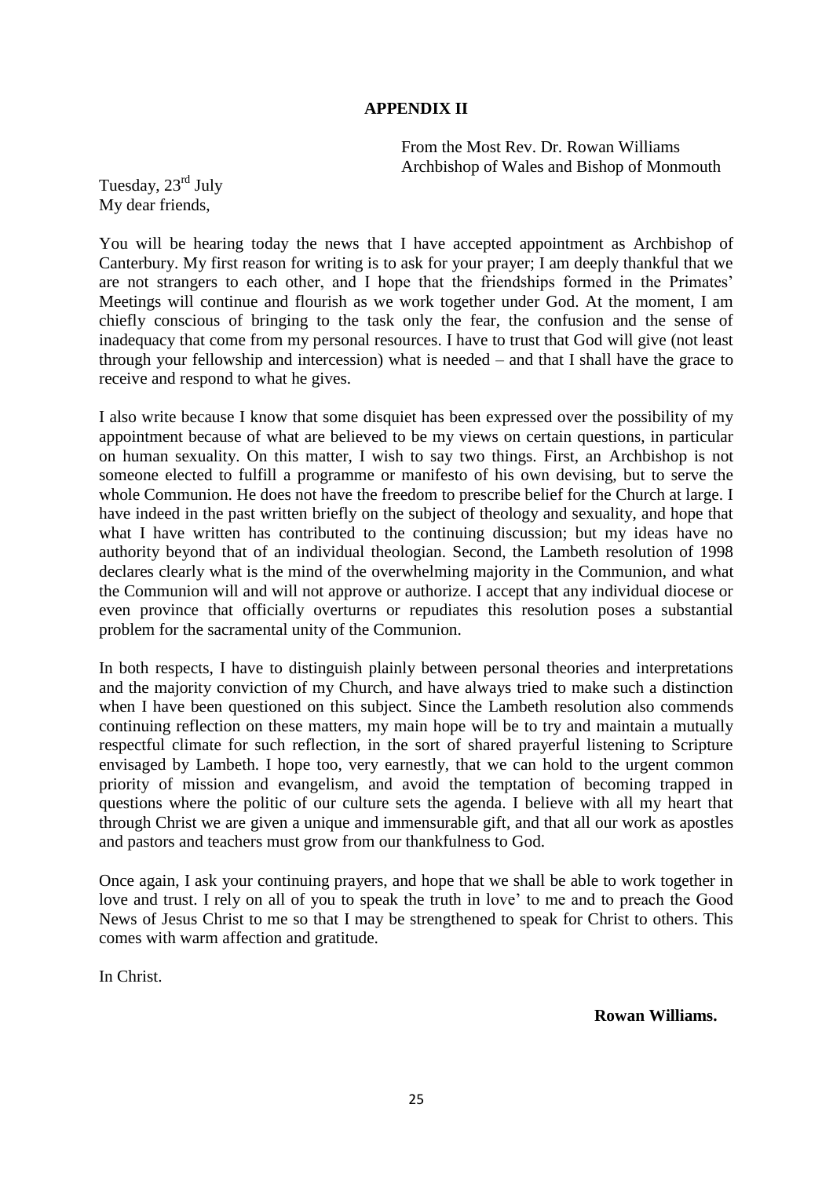**APPENDIX II**

From the Most Rev. Dr. Rowan Williams
Archbishop of Wales and Bishop of Monmouth

Tuesday, 23rd July
My dear friends,

You will be hearing today the news that I have accepted appointment as Archbishop of Canterbury. My first reason for writing is to ask for your prayer; I am deeply thankful that we are not strangers to each other, and I hope that the friendships formed in the Primates' Meetings will continue and flourish as we work together under God. At the moment, I am chiefly conscious of bringing to the task only the fear, the confusion and the sense of inadequacy that come from my personal resources. I have to trust that God will give (not least through your fellowship and intercession) what is needed – and that I shall have the grace to receive and respond to what he gives.

I also write because I know that some disquiet has been expressed over the possibility of my appointment because of what are believed to be my views on certain questions, in particular on human sexuality. On this matter, I wish to say two things. First, an Archbishop is not someone elected to fulfill a programme or manifesto of his own devising, but to serve the whole Communion. He does not have the freedom to prescribe belief for the Church at large. I have indeed in the past written briefly on the subject of theology and sexuality, and hope that what I have written has contributed to the continuing discussion; but my ideas have no authority beyond that of an individual theologian. Second, the Lambeth resolution of 1998 declares clearly what is the mind of the overwhelming majority in the Communion, and what the Communion will and will not approve or authorize. I accept that any individual diocese or even province that officially overturns or repudiates this resolution poses a substantial problem for the sacramental unity of the Communion.

In both respects, I have to distinguish plainly between personal theories and interpretations and the majority conviction of my Church, and have always tried to make such a distinction when I have been questioned on this subject. Since the Lambeth resolution also commends continuing reflection on these matters, my main hope will be to try and maintain a mutually respectful climate for such reflection, in the sort of shared prayerful listening to Scripture envisaged by Lambeth. I hope too, very earnestly, that we can hold to the urgent common priority of mission and evangelism, and avoid the temptation of becoming trapped in questions where the politic of our culture sets the agenda. I believe with all my heart that through Christ we are given a unique and immensurable gift, and that all our work as apostles and pastors and teachers must grow from our thankfulness to God.

Once again, I ask your continuing prayers, and hope that we shall be able to work together in love and trust. I rely on all of you to speak the truth in love' to me and to preach the Good News of Jesus Christ to me so that I may be strengthened to speak for Christ to others. This comes with warm affection and gratitude.

In Christ.

**Rowan Williams.**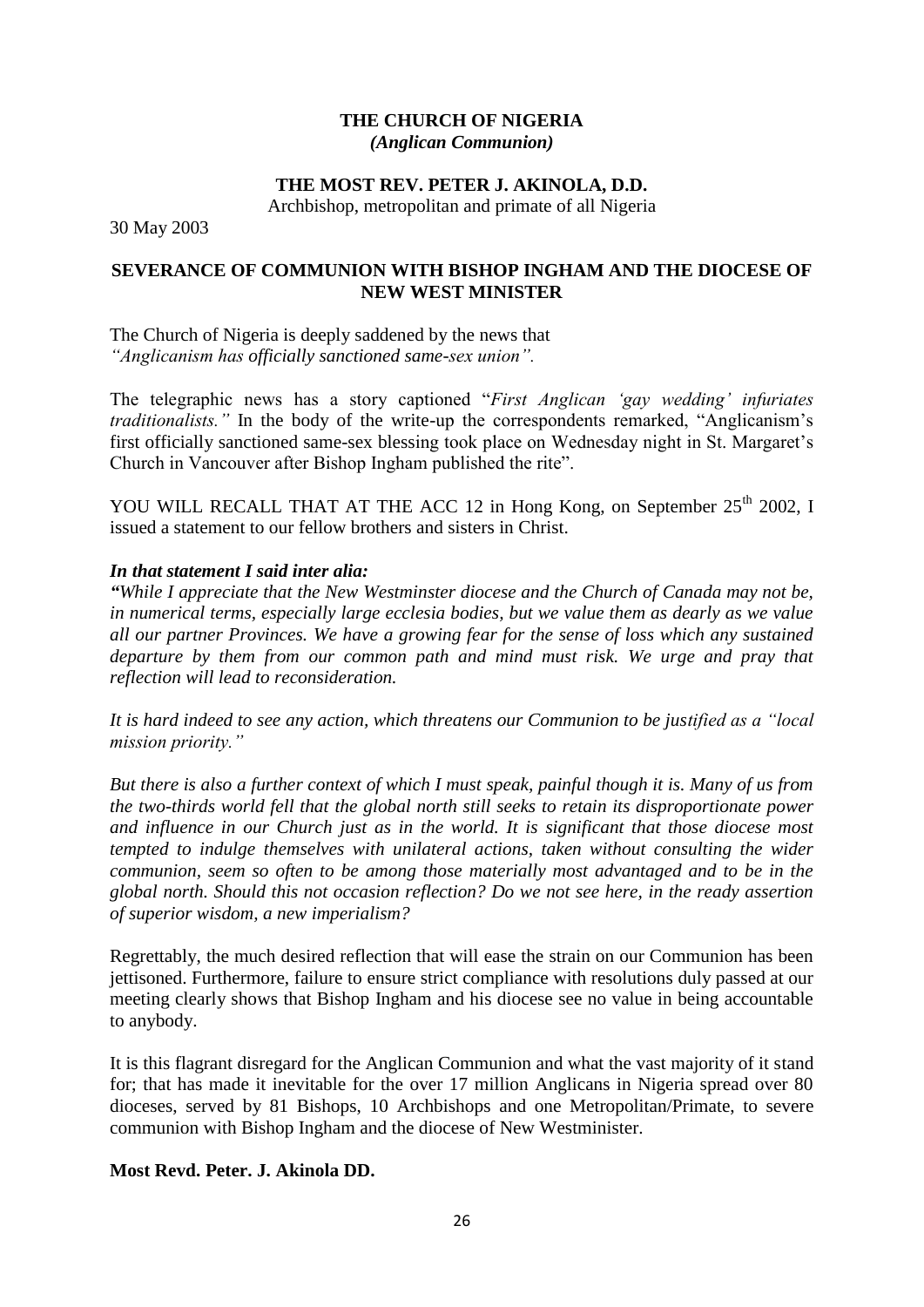**THE CHURCH OF NIGERIA**
***(Anglican Communion)***

**THE MOST REV. PETER J. AKINOLA, D.D.**
Archbishop, metropolitan and primate of all Nigeria

30 May 2003

**SEVERANCE OF COMMUNION WITH BISHOP INGHAM AND THE DIOCESE OF NEW WEST MINISTER**

The Church of Nigeria is deeply saddened by the news that
*"Anglicanism has officially sanctioned same-sex union".*

The telegraphic news has a story captioned "*First Anglican 'gay wedding' infuriates traditionalists."* In the body of the write-up the correspondents remarked, "Anglicanism's first officially sanctioned same-sex blessing took place on Wednesday night in St. Margaret's Church in Vancouver after Bishop Ingham published the rite".

YOU WILL RECALL THAT AT THE ACC 12 in Hong Kong, on September 25th 2002, I issued a statement to our fellow brothers and sisters in Christ.

***In that statement I said inter alia:***

*"While I appreciate that the New Westminster diocese and the Church of Canada may not be, in numerical terms, especially large ecclesia bodies, but we value them as dearly as we value all our partner Provinces. We have a growing fear for the sense of loss which any sustained departure by them from our common path and mind must risk. We urge and pray that reflection will lead to reconsideration.*

*It is hard indeed to see any action, which threatens our Communion to be justified as a "local mission priority."*

*But there is also a further context of which I must speak, painful though it is. Many of us from the two-thirds world fell that the global north still seeks to retain its disproportionate power and influence in our Church just as in the world. It is significant that those diocese most tempted to indulge themselves with unilateral actions, taken without consulting the wider communion, seem so often to be among those materially most advantaged and to be in the global north. Should this not occasion reflection? Do we not see here, in the ready assertion of superior wisdom, a new imperialism?*

Regrettably, the much desired reflection that will ease the strain on our Communion has been jettisoned. Furthermore, failure to ensure strict compliance with resolutions duly passed at our meeting clearly shows that Bishop Ingham and his diocese see no value in being accountable to anybody.

It is this flagrant disregard for the Anglican Communion and what the vast majority of it stand for; that has made it inevitable for the over 17 million Anglicans in Nigeria spread over 80 dioceses, served by 81 Bishops, 10 Archbishops and one Metropolitan/Primate, to severe communion with Bishop Ingham and the diocese of New Westminister.

**Most Revd. Peter. J. Akinola DD.**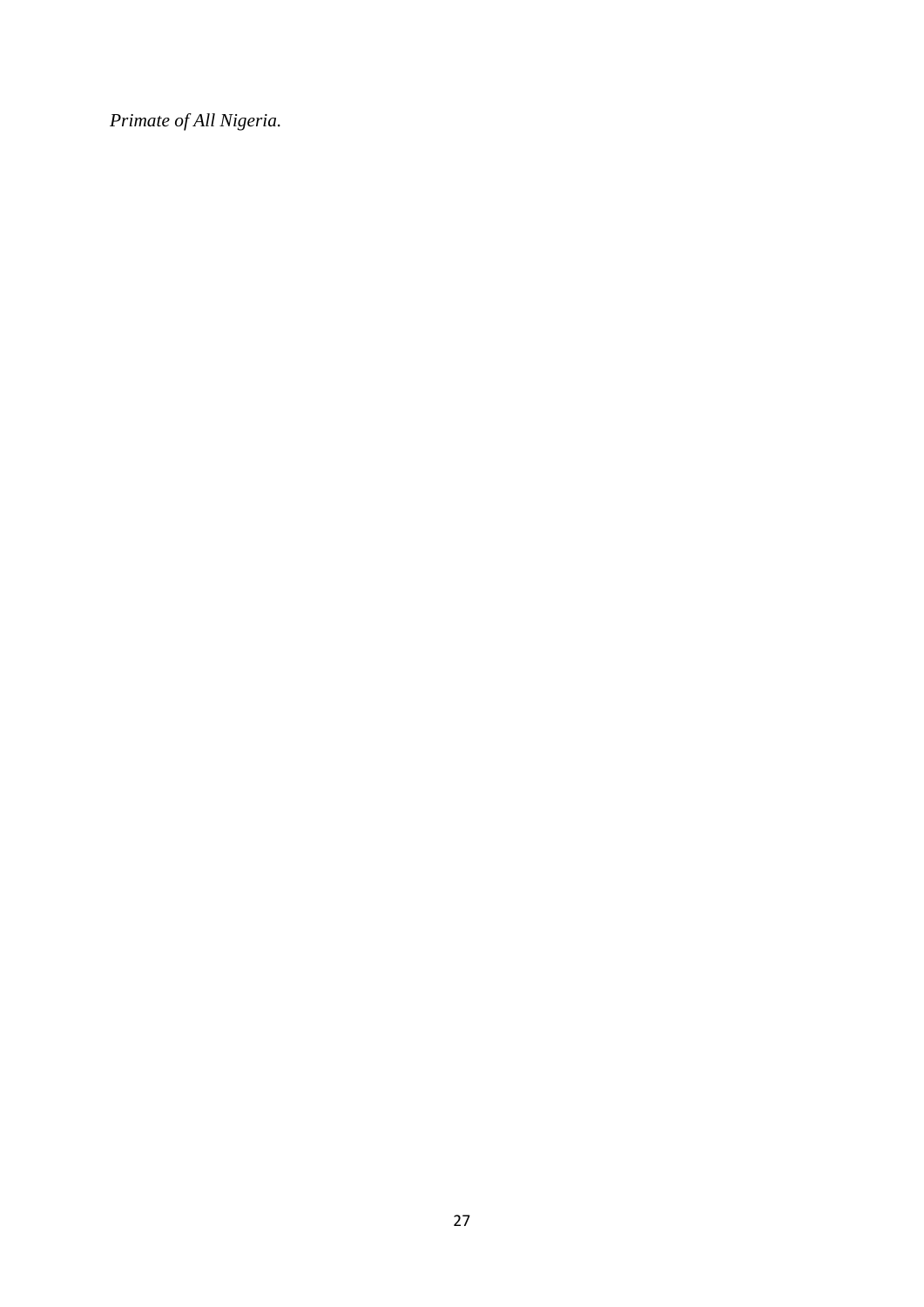*Primate of All Nigeria.*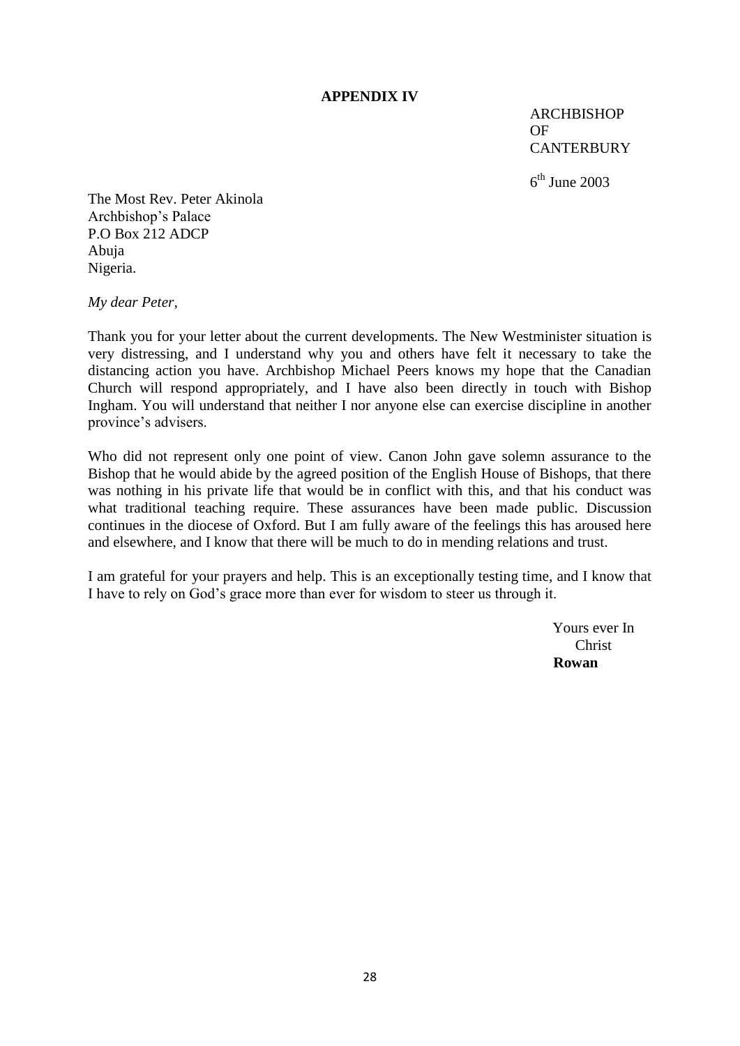**APPENDIX IV**

ARCHBISHOP OF CANTERBURY

6th June 2003

The Most Rev. Peter Akinola
Archbishop's Palace
P.O Box 212 ADCP
Abuja
Nigeria.

*My dear Peter,*

Thank you for your letter about the current developments. The New Westminister situation is very distressing, and I understand why you and others have felt it necessary to take the distancing action you have. Archbishop Michael Peers knows my hope that the Canadian Church will respond appropriately, and I have also been directly in touch with Bishop Ingham. You will understand that neither I nor anyone else can exercise discipline in another province's advisers.

Who did not represent only one point of view. Canon John gave solemn assurance to the Bishop that he would abide by the agreed position of the English House of Bishops, that there was nothing in his private life that would be in conflict with this, and that his conduct was what traditional teaching require. These assurances have been made public. Discussion continues in the diocese of Oxford. But I am fully aware of the feelings this has aroused here and elsewhere, and I know that there will be much to do in mending relations and trust.

I am grateful for your prayers and help. This is an exceptionally testing time, and I know that I have to rely on God's grace more than ever for wisdom to steer us through it.

Yours ever In Christ
**Rowan**